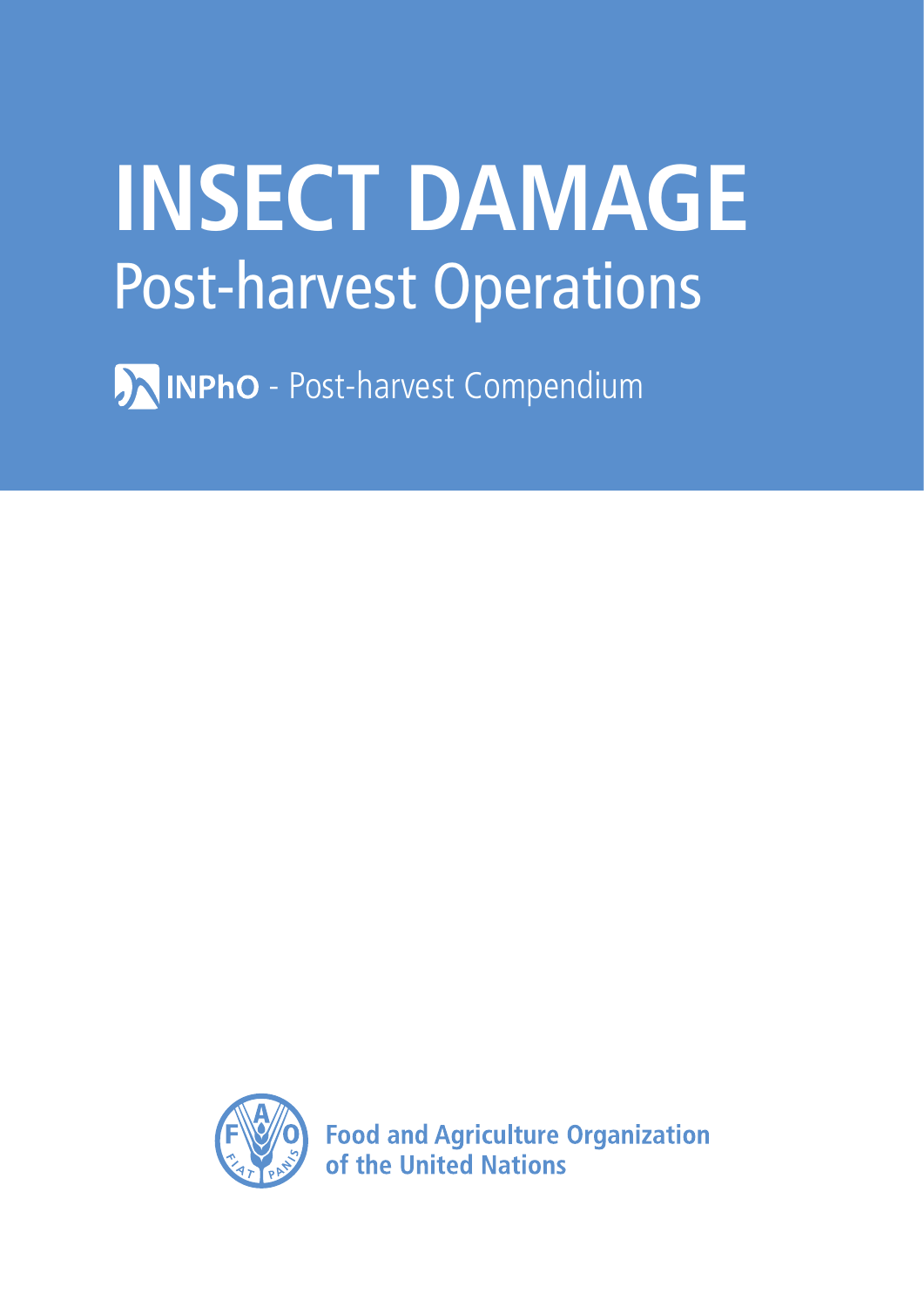# INSECT DAMAGE

## Post-harvest Operations

**INPhO** - Post-harvest Compendium

**Food and Agriculture Organization of the United Nations**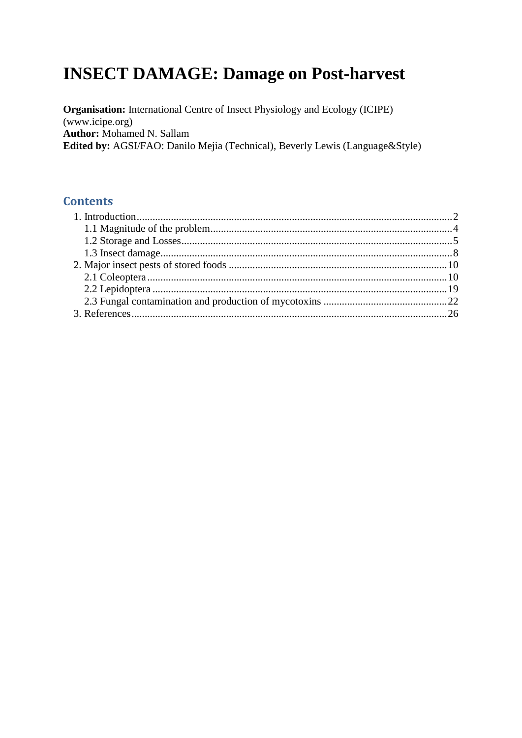# INSECT DAMAGE: Damage on Post-harvest

**Organisation:** International Centre of Insect Physiology and Ecology (ICIPE) (www.icipe.org)
**Author:** Mohamed N. Sallam
**Edited by:** AGSI/FAO: Danilo Mejia (Technical), Beverly Lewis (Language&Style)

## Contents

1. Introduction........................................................................................................2
   - 1.1 Magnitude of the problem...........................................................................4
   - 1.2 Storage and Losses......................................................................................5
   - 1.3 Insect damage..............................................................................................8
2. Major insect pests of stored foods ..................................................................10
   - 2.1 Coleoptera.................................................................................................10
   - 2.2 Lepidoptera ...............................................................................................19
   - 2.3 Fungal contamination and production of mycotoxins ..............................22
3. References........................................................................................................26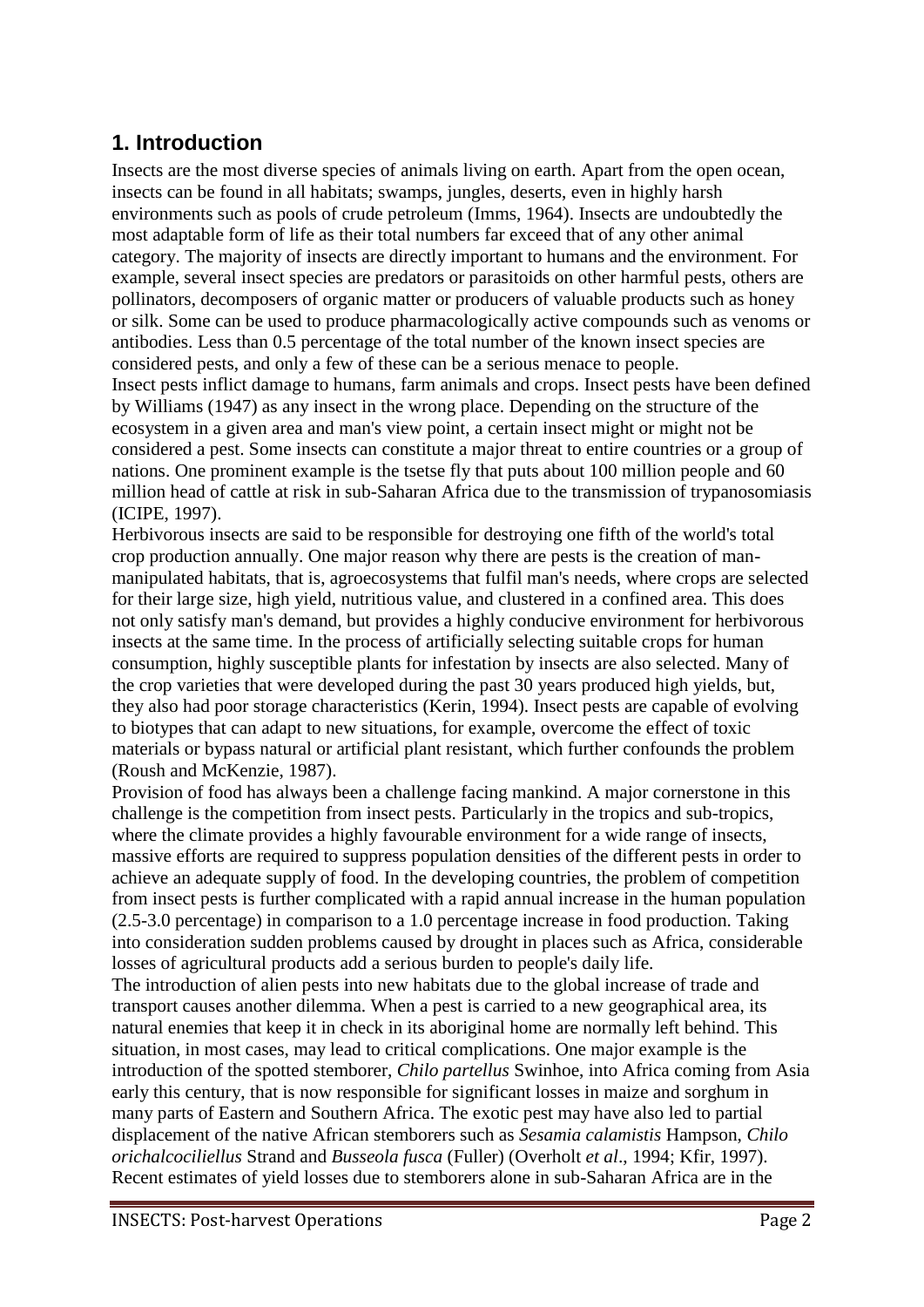# 1. Introduction

Insects are the most diverse species of animals living on earth. Apart from the open ocean, insects can be found in all habitats; swamps, jungles, deserts, even in highly harsh environments such as pools of crude petroleum (Imms, 1964). Insects are undoubtedly the most adaptable form of life as their total numbers far exceed that of any other animal category. The majority of insects are directly important to humans and the environment. For example, several insect species are predators or parasitoids on other harmful pests, others are pollinators, decomposers of organic matter or producers of valuable products such as honey or silk. Some can be used to produce pharmacologically active compounds such as venoms or antibodies. Less than 0.5 percentage of the total number of the known insect species are considered pests, and only a few of these can be a serious menace to people.

Insect pests inflict damage to humans, farm animals and crops. Insect pests have been defined by Williams (1947) as any insect in the wrong place. Depending on the structure of the ecosystem in a given area and man's view point, a certain insect might or might not be considered a pest. Some insects can constitute a major threat to entire countries or a group of nations. One prominent example is the tsetse fly that puts about 100 million people and 60 million head of cattle at risk in sub-Saharan Africa due to the transmission of trypanosomiasis (ICIPE, 1997).

Herbivorous insects are said to be responsible for destroying one fifth of the world's total crop production annually. One major reason why there are pests is the creation of man-manipulated habitats, that is, agroecosystems that fulfil man's needs, where crops are selected for their large size, high yield, nutritious value, and clustered in a confined area. This does not only satisfy man's demand, but provides a highly conducive environment for herbivorous insects at the same time. In the process of artificially selecting suitable crops for human consumption, highly susceptible plants for infestation by insects are also selected. Many of the crop varieties that were developed during the past 30 years produced high yields, but, they also had poor storage characteristics (Kerin, 1994). Insect pests are capable of evolving to biotypes that can adapt to new situations, for example, overcome the effect of toxic materials or bypass natural or artificial plant resistant, which further confounds the problem (Roush and McKenzie, 1987).

Provision of food has always been a challenge facing mankind. A major cornerstone in this challenge is the competition from insect pests. Particularly in the tropics and sub-tropics, where the climate provides a highly favourable environment for a wide range of insects, massive efforts are required to suppress population densities of the different pests in order to achieve an adequate supply of food. In the developing countries, the problem of competition from insect pests is further complicated with a rapid annual increase in the human population (2.5-3.0 percentage) in comparison to a 1.0 percentage increase in food production. Taking into consideration sudden problems caused by drought in places such as Africa, considerable losses of agricultural products add a serious burden to people's daily life.

The introduction of alien pests into new habitats due to the global increase of trade and transport causes another dilemma. When a pest is carried to a new geographical area, its natural enemies that keep it in check in its aboriginal home are normally left behind. This situation, in most cases, may lead to critical complications. One major example is the introduction of the spotted stemborer, *Chilo partellus* Swinhoe, into Africa coming from Asia early this century, that is now responsible for significant losses in maize and sorghum in many parts of Eastern and Southern Africa. The exotic pest may have also led to partial displacement of the native African stemborers such as *Sesamia calamistis* Hampson, *Chilo orichalcociliellus* Strand and *Busseola fusca* (Fuller) (Overholt *et al*., 1994; Kfir, 1997). Recent estimates of yield losses due to stemborers alone in sub-Saharan Africa are in the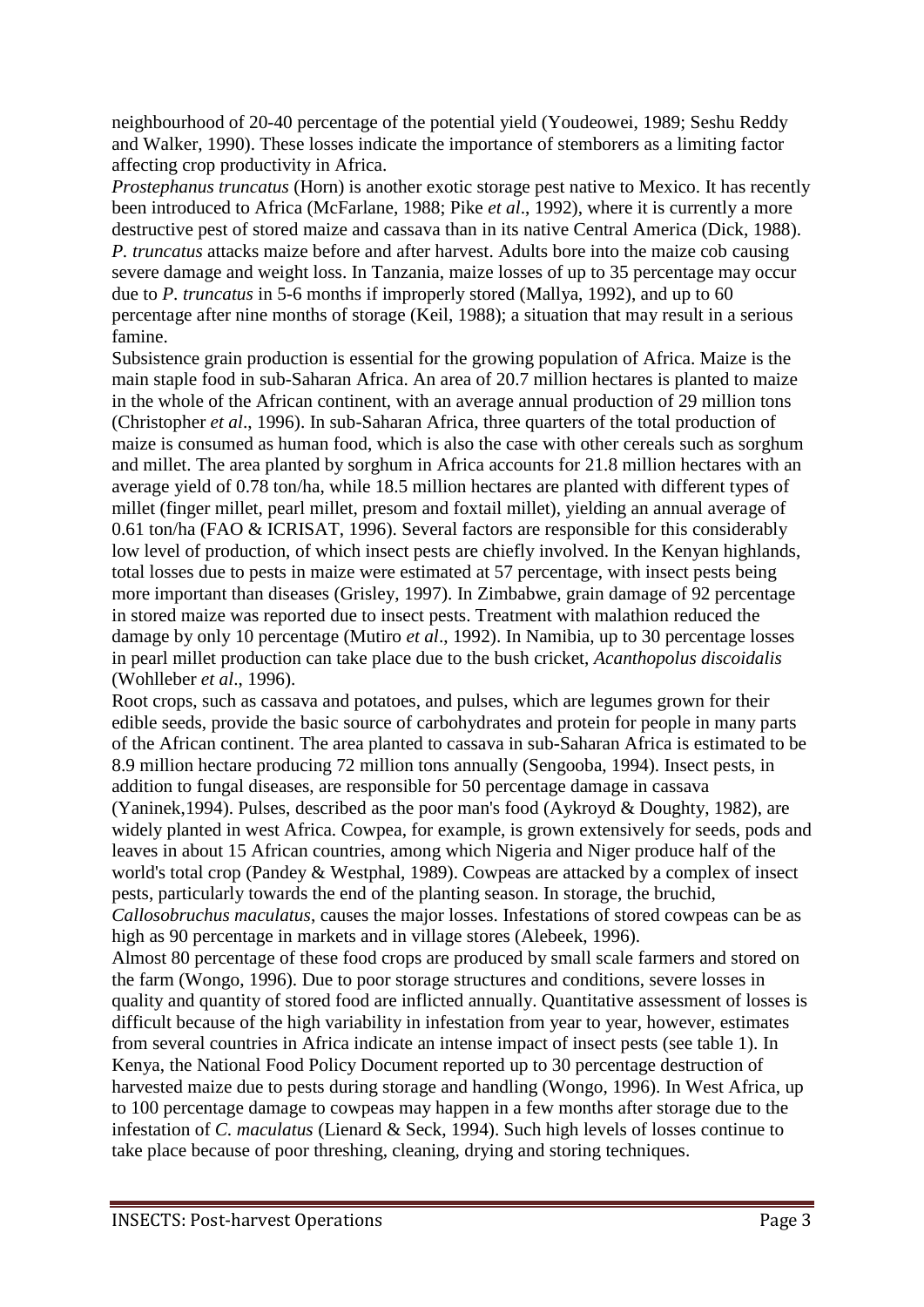neighbourhood of 20-40 percentage of the potential yield (Youdeowei, 1989; Seshu Reddy and Walker, 1990). These losses indicate the importance of stemborers as a limiting factor affecting crop productivity in Africa.

*Prostephanus truncatus* (Horn) is another exotic storage pest native to Mexico. It has recently been introduced to Africa (McFarlane, 1988; Pike *et al*., 1992), where it is currently a more destructive pest of stored maize and cassava than in its native Central America (Dick, 1988). *P. truncatus* attacks maize before and after harvest. Adults bore into the maize cob causing severe damage and weight loss. In Tanzania, maize losses of up to 35 percentage may occur due to *P. truncatus* in 5-6 months if improperly stored (Mallya, 1992), and up to 60 percentage after nine months of storage (Keil, 1988); a situation that may result in a serious famine.

Subsistence grain production is essential for the growing population of Africa. Maize is the main staple food in sub-Saharan Africa. An area of 20.7 million hectares is planted to maize in the whole of the African continent, with an average annual production of 29 million tons (Christopher *et al*., 1996). In sub-Saharan Africa, three quarters of the total production of maize is consumed as human food, which is also the case with other cereals such as sorghum and millet. The area planted by sorghum in Africa accounts for 21.8 million hectares with an average yield of 0.78 ton/ha, while 18.5 million hectares are planted with different types of millet (finger millet, pearl millet, presom and foxtail millet), yielding an annual average of 0.61 ton/ha (FAO & ICRISAT, 1996). Several factors are responsible for this considerably low level of production, of which insect pests are chiefly involved. In the Kenyan highlands, total losses due to pests in maize were estimated at 57 percentage, with insect pests being more important than diseases (Grisley, 1997). In Zimbabwe, grain damage of 92 percentage in stored maize was reported due to insect pests. Treatment with malathion reduced the damage by only 10 percentage (Mutiro *et al*., 1992). In Namibia, up to 30 percentage losses in pearl millet production can take place due to the bush cricket, *Acanthopolus discoidalis* (Wohlleber *et al*., 1996).

Root crops, such as cassava and potatoes, and pulses, which are legumes grown for their edible seeds, provide the basic source of carbohydrates and protein for people in many parts of the African continent. The area planted to cassava in sub-Saharan Africa is estimated to be 8.9 million hectare producing 72 million tons annually (Sengooba, 1994). Insect pests, in addition to fungal diseases, are responsible for 50 percentage damage in cassava (Yaninek,1994). Pulses, described as the poor man's food (Aykroyd & Doughty, 1982), are widely planted in west Africa. Cowpea, for example, is grown extensively for seeds, pods and leaves in about 15 African countries, among which Nigeria and Niger produce half of the world's total crop (Pandey & Westphal, 1989). Cowpeas are attacked by a complex of insect pests, particularly towards the end of the planting season. In storage, the bruchid, *Callosobruchus maculatus*, causes the major losses. Infestations of stored cowpeas can be as high as 90 percentage in markets and in village stores (Alebeek, 1996).

Almost 80 percentage of these food crops are produced by small scale farmers and stored on the farm (Wongo, 1996). Due to poor storage structures and conditions, severe losses in quality and quantity of stored food are inflicted annually. Quantitative assessment of losses is difficult because of the high variability in infestation from year to year, however, estimates from several countries in Africa indicate an intense impact of insect pests (see table 1). In Kenya, the National Food Policy Document reported up to 30 percentage destruction of harvested maize due to pests during storage and handling (Wongo, 1996). In West Africa, up to 100 percentage damage to cowpeas may happen in a few months after storage due to the infestation of *C. maculatus* (Lienard & Seck, 1994). Such high levels of losses continue to take place because of poor threshing, cleaning, drying and storing techniques.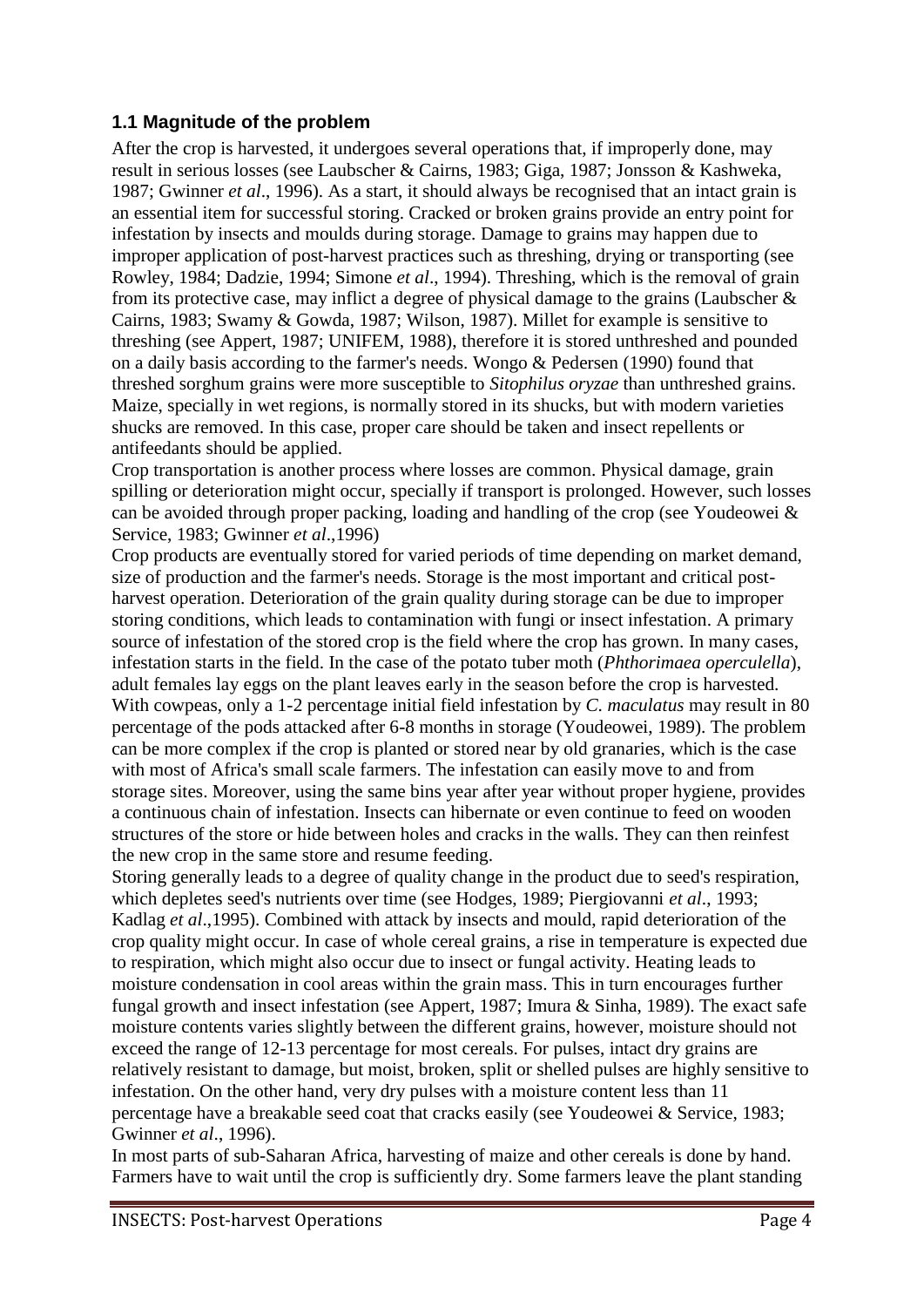### 1.1 Magnitude of the problem

After the crop is harvested, it undergoes several operations that, if improperly done, may result in serious losses (see Laubscher & Cairns, 1983; Giga, 1987; Jonsson & Kashweka, 1987; Gwinner *et al*., 1996). As a start, it should always be recognised that an intact grain is an essential item for successful storing. Cracked or broken grains provide an entry point for infestation by insects and moulds during storage. Damage to grains may happen due to improper application of post-harvest practices such as threshing, drying or transporting (see Rowley, 1984; Dadzie, 1994; Simone *et al*., 1994). Threshing, which is the removal of grain from its protective case, may inflict a degree of physical damage to the grains (Laubscher & Cairns, 1983; Swamy & Gowda, 1987; Wilson, 1987). Millet for example is sensitive to threshing (see Appert, 1987; UNIFEM, 1988), therefore it is stored unthreshed and pounded on a daily basis according to the farmer's needs. Wongo & Pedersen (1990) found that threshed sorghum grains were more susceptible to *Sitophilus oryzae* than unthreshed grains. Maize, specially in wet regions, is normally stored in its shucks, but with modern varieties shucks are removed. In this case, proper care should be taken and insect repellents or antifeedants should be applied.

Crop transportation is another process where losses are common. Physical damage, grain spilling or deterioration might occur, specially if transport is prolonged. However, such losses can be avoided through proper packing, loading and handling of the crop (see Youdeowei & Service, 1983; Gwinner *et al*.,1996)

Crop products are eventually stored for varied periods of time depending on market demand, size of production and the farmer's needs. Storage is the most important and critical post-harvest operation. Deterioration of the grain quality during storage can be due to improper storing conditions, which leads to contamination with fungi or insect infestation. A primary source of infestation of the stored crop is the field where the crop has grown. In many cases, infestation starts in the field. In the case of the potato tuber moth (*Phthorimaea operculella*), adult females lay eggs on the plant leaves early in the season before the crop is harvested. With cowpeas, only a 1-2 percentage initial field infestation by *C. maculatus* may result in 80 percentage of the pods attacked after 6-8 months in storage (Youdeowei, 1989). The problem can be more complex if the crop is planted or stored near by old granaries, which is the case with most of Africa's small scale farmers. The infestation can easily move to and from storage sites. Moreover, using the same bins year after year without proper hygiene, provides a continuous chain of infestation. Insects can hibernate or even continue to feed on wooden structures of the store or hide between holes and cracks in the walls. They can then reinfest the new crop in the same store and resume feeding.

Storing generally leads to a degree of quality change in the product due to seed's respiration, which depletes seed's nutrients over time (see Hodges, 1989; Piergiovanni *et al*., 1993; Kadlag *et al*.,1995). Combined with attack by insects and mould, rapid deterioration of the crop quality might occur. In case of whole cereal grains, a rise in temperature is expected due to respiration, which might also occur due to insect or fungal activity. Heating leads to moisture condensation in cool areas within the grain mass. This in turn encourages further fungal growth and insect infestation (see Appert, 1987; Imura & Sinha, 1989). The exact safe moisture contents varies slightly between the different grains, however, moisture should not exceed the range of 12-13 percentage for most cereals. For pulses, intact dry grains are relatively resistant to damage, but moist, broken, split or shelled pulses are highly sensitive to infestation. On the other hand, very dry pulses with a moisture content less than 11 percentage have a breakable seed coat that cracks easily (see Youdeowei & Service, 1983; Gwinner *et al*., 1996).

In most parts of sub-Saharan Africa, harvesting of maize and other cereals is done by hand. Farmers have to wait until the crop is sufficiently dry. Some farmers leave the plant standing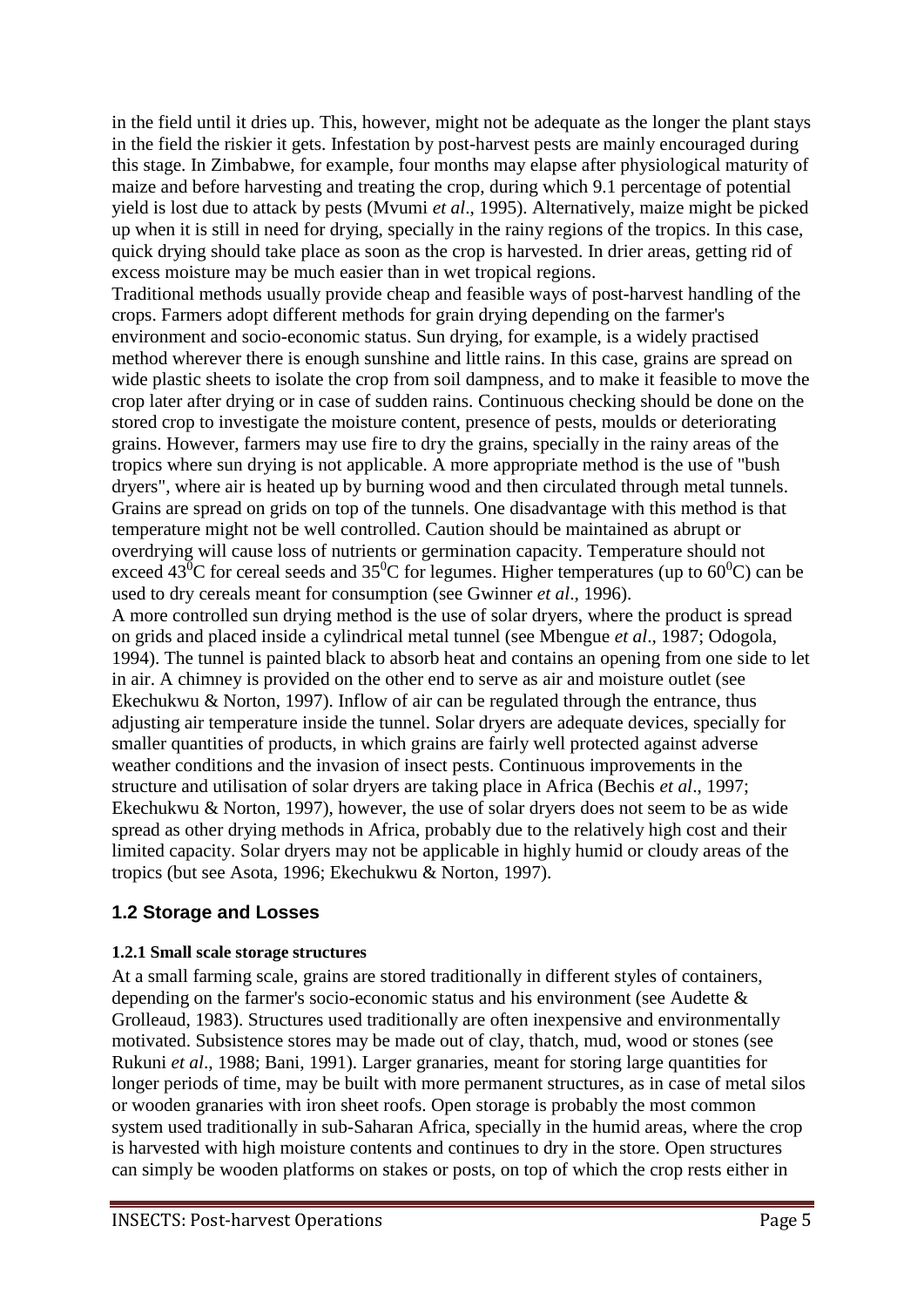in the field until it dries up. This, however, might not be adequate as the longer the plant stays in the field the riskier it gets. Infestation by post-harvest pests are mainly encouraged during this stage. In Zimbabwe, for example, four months may elapse after physiological maturity of maize and before harvesting and treating the crop, during which 9.1 percentage of potential yield is lost due to attack by pests (Mvumi *et al*., 1995). Alternatively, maize might be picked up when it is still in need for drying, specially in the rainy regions of the tropics. In this case, quick drying should take place as soon as the crop is harvested. In drier areas, getting rid of excess moisture may be much easier than in wet tropical regions.

Traditional methods usually provide cheap and feasible ways of post-harvest handling of the crops. Farmers adopt different methods for grain drying depending on the farmer's environment and socio-economic status. Sun drying, for example, is a widely practised method wherever there is enough sunshine and little rains. In this case, grains are spread on wide plastic sheets to isolate the crop from soil dampness, and to make it feasible to move the crop later after drying or in case of sudden rains. Continuous checking should be done on the stored crop to investigate the moisture content, presence of pests, moulds or deteriorating grains. However, farmers may use fire to dry the grains, specially in the rainy areas of the tropics where sun drying is not applicable. A more appropriate method is the use of "bush dryers", where air is heated up by burning wood and then circulated through metal tunnels. Grains are spread on grids on top of the tunnels. One disadvantage with this method is that temperature might not be well controlled. Caution should be maintained as abrupt or overdrying will cause loss of nutrients or germination capacity. Temperature should not exceed $43^0$C for cereal seeds and $35^0$C for legumes. Higher temperatures (up to $60^0$C) can be used to dry cereals meant for consumption (see Gwinner *et al*., 1996).

A more controlled sun drying method is the use of solar dryers, where the product is spread on grids and placed inside a cylindrical metal tunnel (see Mbengue *et al*., 1987; Odogola, 1994). The tunnel is painted black to absorb heat and contains an opening from one side to let in air. A chimney is provided on the other end to serve as air and moisture outlet (see Ekechukwu & Norton, 1997). Inflow of air can be regulated through the entrance, thus adjusting air temperature inside the tunnel. Solar dryers are adequate devices, specially for smaller quantities of products, in which grains are fairly well protected against adverse weather conditions and the invasion of insect pests. Continuous improvements in the structure and utilisation of solar dryers are taking place in Africa (Bechis *et al*., 1997; Ekechukwu & Norton, 1997), however, the use of solar dryers does not seem to be as wide spread as other drying methods in Africa, probably due to the relatively high cost and their limited capacity. Solar dryers may not be applicable in highly humid or cloudy areas of the tropics (but see Asota, 1996; Ekechukwu & Norton, 1997).

## 1.2 Storage and Losses

### 1.2.1 Small scale storage structures

At a small farming scale, grains are stored traditionally in different styles of containers, depending on the farmer's socio-economic status and his environment (see Audette & Grolleaud, 1983). Structures used traditionally are often inexpensive and environmentally motivated. Subsistence stores may be made out of clay, thatch, mud, wood or stones (see Rukuni *et al*., 1988; Bani, 1991). Larger granaries, meant for storing large quantities for longer periods of time, may be built with more permanent structures, as in case of metal silos or wooden granaries with iron sheet roofs. Open storage is probably the most common system used traditionally in sub-Saharan Africa, specially in the humid areas, where the crop is harvested with high moisture contents and continues to dry in the store. Open structures can simply be wooden platforms on stakes or posts, on top of which the crop rests either in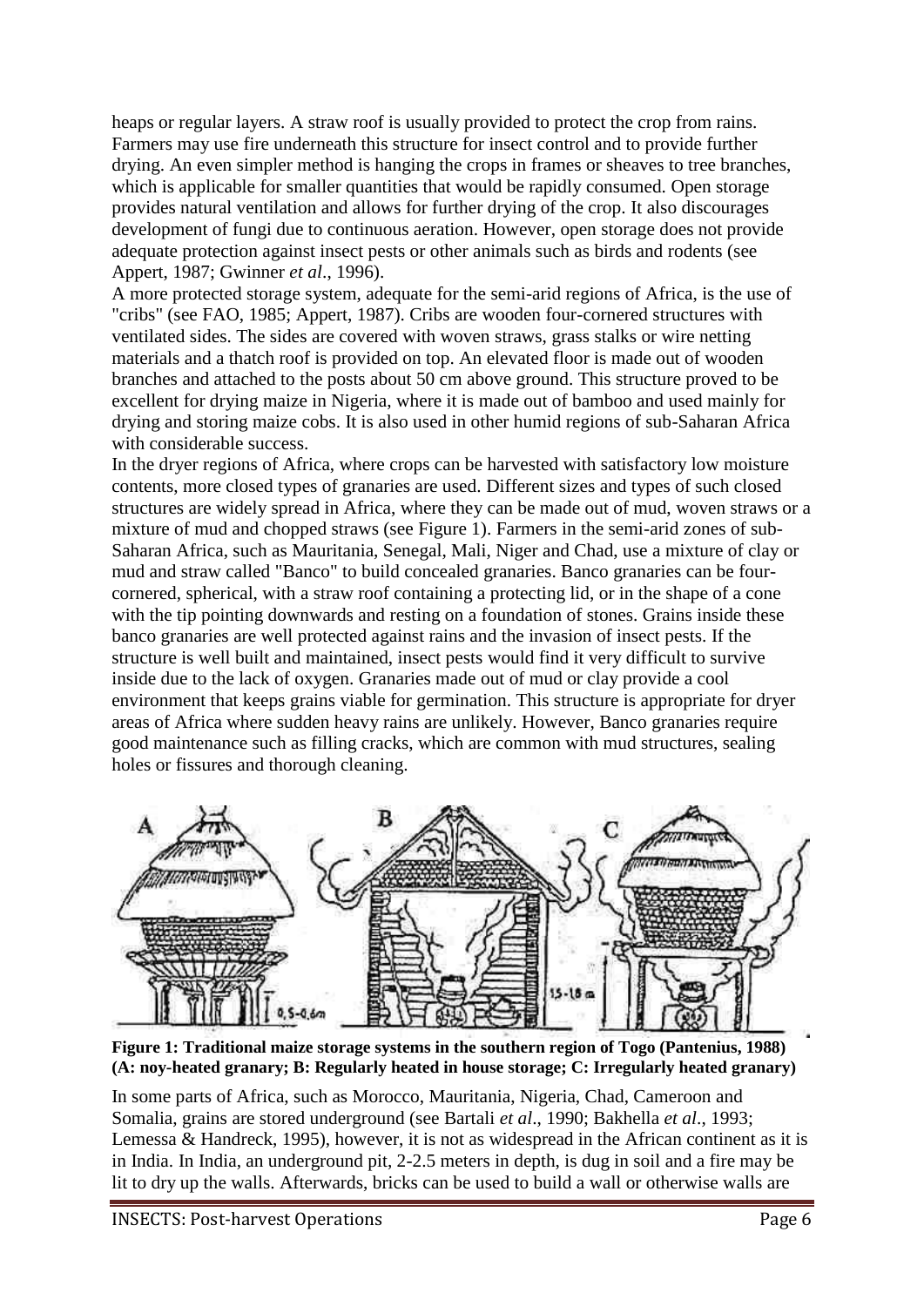heaps or regular layers. A straw roof is usually provided to protect the crop from rains. Farmers may use fire underneath this structure for insect control and to provide further drying. An even simpler method is hanging the crops in frames or sheaves to tree branches, which is applicable for smaller quantities that would be rapidly consumed. Open storage provides natural ventilation and allows for further drying of the crop. It also discourages development of fungi due to continuous aeration. However, open storage does not provide adequate protection against insect pests or other animals such as birds and rodents (see Appert, 1987; Gwinner *et al*., 1996).

A more protected storage system, adequate for the semi-arid regions of Africa, is the use of "cribs" (see FAO, 1985; Appert, 1987). Cribs are wooden four-cornered structures with ventilated sides. The sides are covered with woven straws, grass stalks or wire netting materials and a thatch roof is provided on top. An elevated floor is made out of wooden branches and attached to the posts about 50 cm above ground. This structure proved to be excellent for drying maize in Nigeria, where it is made out of bamboo and used mainly for drying and storing maize cobs. It is also used in other humid regions of sub-Saharan Africa with considerable success.

In the dryer regions of Africa, where crops can be harvested with satisfactory low moisture contents, more closed types of granaries are used. Different sizes and types of such closed structures are widely spread in Africa, where they can be made out of mud, woven straws or a mixture of mud and chopped straws (see Figure 1). Farmers in the semi-arid zones of sub-Saharan Africa, such as Mauritania, Senegal, Mali, Niger and Chad, use a mixture of clay or mud and straw called "Banco" to build concealed granaries. Banco granaries can be four-cornered, spherical, with a straw roof containing a protecting lid, or in the shape of a cone with the tip pointing downwards and resting on a foundation of stones. Grains inside these banco granaries are well protected against rains and the invasion of insect pests. If the structure is well built and maintained, insect pests would find it very difficult to survive inside due to the lack of oxygen. Granaries made out of mud or clay provide a cool environment that keeps grains viable for germination. This structure is appropriate for dryer areas of Africa where sudden heavy rains are unlikely. However, Banco granaries require good maintenance such as filling cracks, which are common with mud structures, sealing holes or fissures and thorough cleaning.

**Figure 1: Traditional maize storage systems in the southern region of Togo (Pantenius, 1988) (A: noy-heated granary; B: Regularly heated in house storage; C: Irregularly heated granary)**

In some parts of Africa, such as Morocco, Mauritania, Nigeria, Chad, Cameroon and Somalia, grains are stored underground (see Bartali *et al*., 1990; Bakhella *et al*., 1993; Lemessa & Handreck, 1995), however, it is not as widespread in the African continent as it is in India. In India, an underground pit, 2-2.5 meters in depth, is dug in soil and a fire may be lit to dry up the walls. Afterwards, bricks can be used to build a wall or otherwise walls are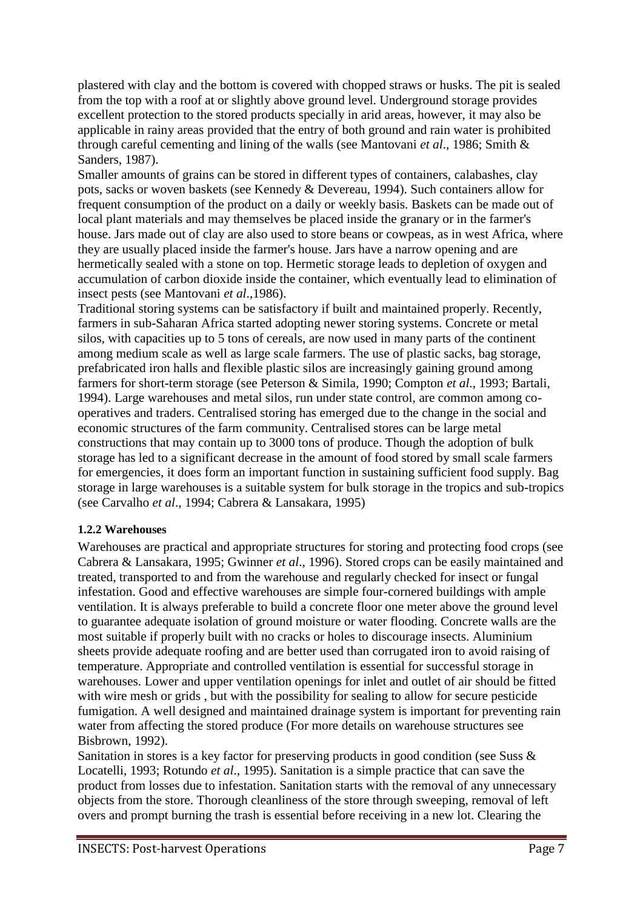plastered with clay and the bottom is covered with chopped straws or husks. The pit is sealed from the top with a roof at or slightly above ground level. Underground storage provides excellent protection to the stored products specially in arid areas, however, it may also be applicable in rainy areas provided that the entry of both ground and rain water is prohibited through careful cementing and lining of the walls (see Mantovani *et al*., 1986; Smith & Sanders, 1987).

Smaller amounts of grains can be stored in different types of containers, calabashes, clay pots, sacks or woven baskets (see Kennedy & Devereau, 1994). Such containers allow for frequent consumption of the product on a daily or weekly basis. Baskets can be made out of local plant materials and may themselves be placed inside the granary or in the farmer's house. Jars made out of clay are also used to store beans or cowpeas, as in west Africa, where they are usually placed inside the farmer's house. Jars have a narrow opening and are hermetically sealed with a stone on top. Hermetic storage leads to depletion of oxygen and accumulation of carbon dioxide inside the container, which eventually lead to elimination of insect pests (see Mantovani *et al*.,1986).

Traditional storing systems can be satisfactory if built and maintained properly. Recently, farmers in sub-Saharan Africa started adopting newer storing systems. Concrete or metal silos, with capacities up to 5 tons of cereals, are now used in many parts of the continent among medium scale as well as large scale farmers. The use of plastic sacks, bag storage, prefabricated iron halls and flexible plastic silos are increasingly gaining ground among farmers for short-term storage (see Peterson & Simila, 1990; Compton *et al*., 1993; Bartali, 1994). Large warehouses and metal silos, run under state control, are common among co-operatives and traders. Centralised storing has emerged due to the change in the social and economic structures of the farm community. Centralised stores can be large metal constructions that may contain up to 3000 tons of produce. Though the adoption of bulk storage has led to a significant decrease in the amount of food stored by small scale farmers for emergencies, it does form an important function in sustaining sufficient food supply. Bag storage in large warehouses is a suitable system for bulk storage in the tropics and sub-tropics (see Carvalho *et al*., 1994; Cabrera & Lansakara, 1995)

### 1.2.2 Warehouses

Warehouses are practical and appropriate structures for storing and protecting food crops (see Cabrera & Lansakara, 1995; Gwinner *et al*., 1996). Stored crops can be easily maintained and treated, transported to and from the warehouse and regularly checked for insect or fungal infestation. Good and effective warehouses are simple four-cornered buildings with ample ventilation. It is always preferable to build a concrete floor one meter above the ground level to guarantee adequate isolation of ground moisture or water flooding. Concrete walls are the most suitable if properly built with no cracks or holes to discourage insects. Aluminium sheets provide adequate roofing and are better used than corrugated iron to avoid raising of temperature. Appropriate and controlled ventilation is essential for successful storage in warehouses. Lower and upper ventilation openings for inlet and outlet of air should be fitted with wire mesh or grids , but with the possibility for sealing to allow for secure pesticide fumigation. A well designed and maintained drainage system is important for preventing rain water from affecting the stored produce (For more details on warehouse structures see Bisbrown, 1992).

Sanitation in stores is a key factor for preserving products in good condition (see Suss & Locatelli, 1993; Rotundo *et al*., 1995). Sanitation is a simple practice that can save the product from losses due to infestation. Sanitation starts with the removal of any unnecessary objects from the store. Thorough cleanliness of the store through sweeping, removal of left overs and prompt burning the trash is essential before receiving in a new lot. Clearing the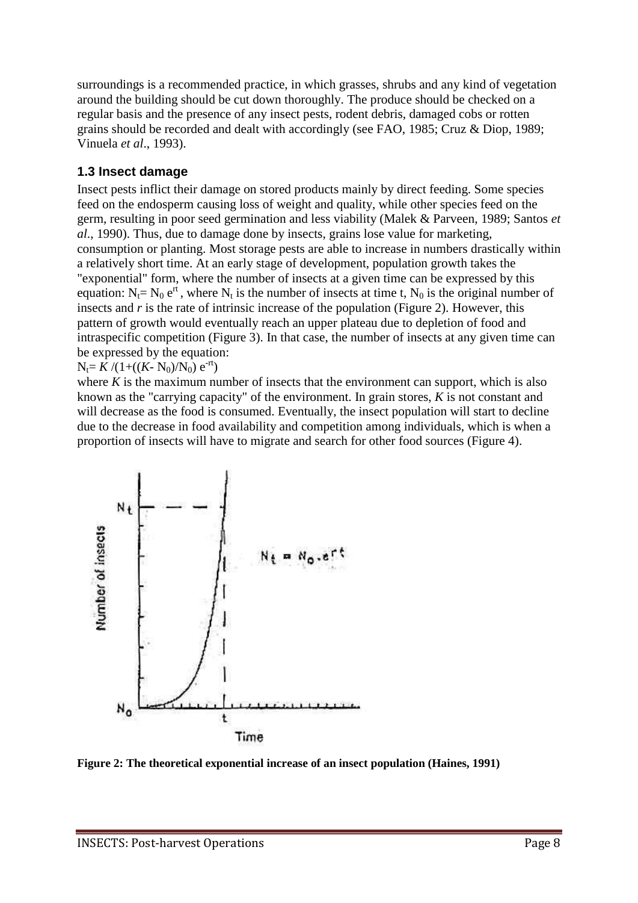surroundings is a recommended practice, in which grasses, shrubs and any kind of vegetation around the building should be cut down thoroughly. The produce should be checked on a regular basis and the presence of any insect pests, rodent debris, damaged cobs or rotten grains should be recorded and dealt with accordingly (see FAO, 1985; Cruz & Diop, 1989; Vinuela *et al*., 1993).

### 1.3 Insect damage

Insect pests inflict their damage on stored products mainly by direct feeding. Some species feed on the endosperm causing loss of weight and quality, while other species feed on the germ, resulting in poor seed germination and less viability (Malek & Parveen, 1989; Santos *et al*., 1990). Thus, due to damage done by insects, grains lose value for marketing, consumption or planting. Most storage pests are able to increase in numbers drastically within a relatively short time. At an early stage of development, population growth takes the "exponential" form, where the number of insects at a given time can be expressed by this equation: $N_t = N_0 e^{rt}$, where $N_t$ is the number of insects at time t, $N_0$ is the original number of insects and $r$ is the rate of intrinsic increase of the population (Figure 2). However, this pattern of growth would eventually reach an upper plateau due to depletion of food and intraspecific competition (Figure 3). In that case, the number of insects at any given time can be expressed by the equation:

$N_t = K/(1+((K - N_0)/N_0)\, e^{-rt})$

where $K$ is the maximum number of insects that the environment can support, which is also known as the "carrying capacity" of the environment. In grain stores, $K$ is not constant and will decrease as the food is consumed. Eventually, the insect population will start to decline due to the decrease in food availability and competition among individuals, which is when a proportion of insects will have to migrate and search for other food sources (Figure 4).

**Figure 2: The theoretical exponential increase of an insect population (Haines, 1991)**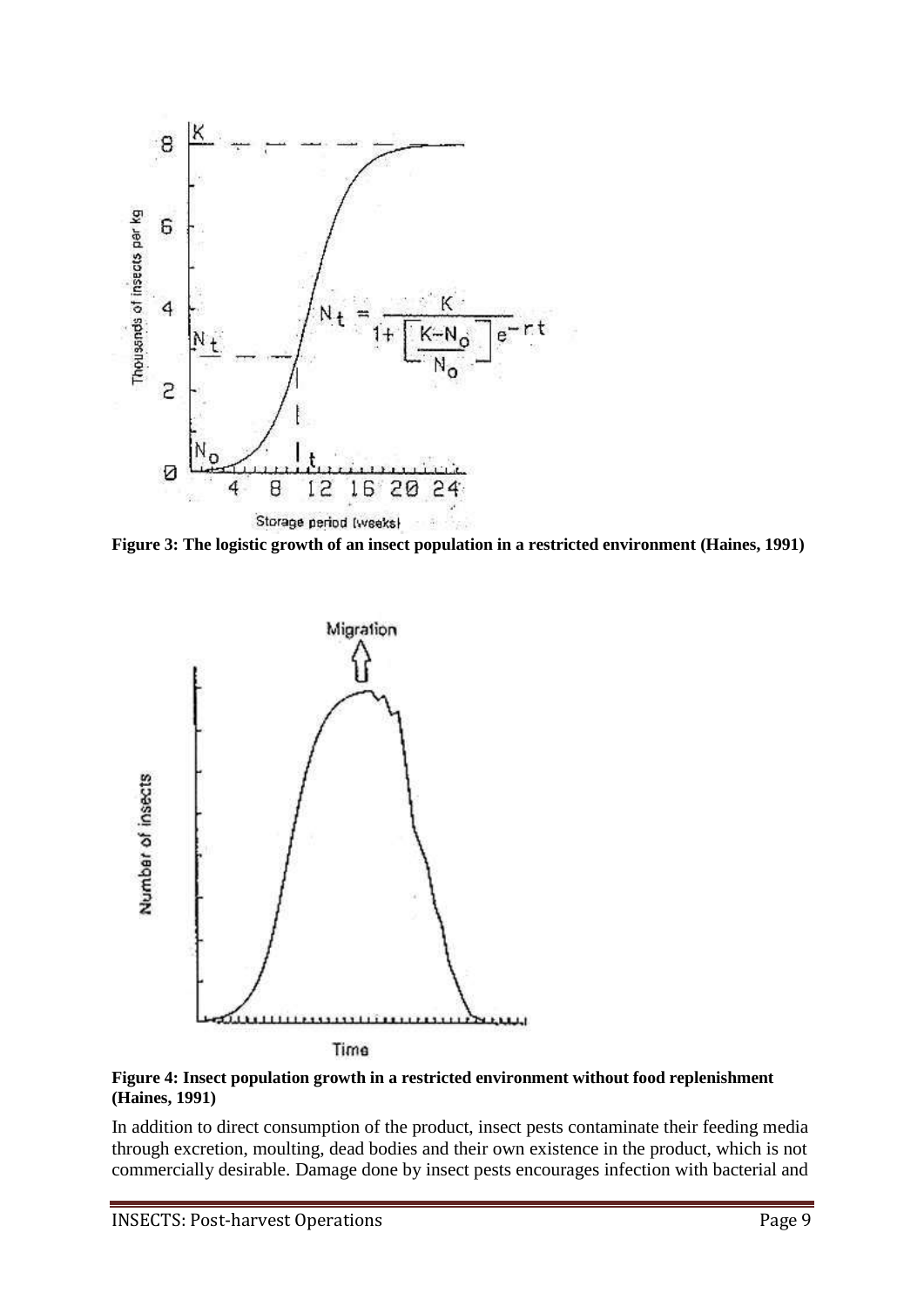Figure 3: The logistic growth of an insect population in a restricted environment (Haines, 1991)

Figure 4: Insect population growth in a restricted environment without food replenishment (Haines, 1991)

In addition to direct consumption of the product, insect pests contaminate their feeding media through excretion, moulting, dead bodies and their own existence in the product, which is not commercially desirable. Damage done by insect pests encourages infection with bacterial and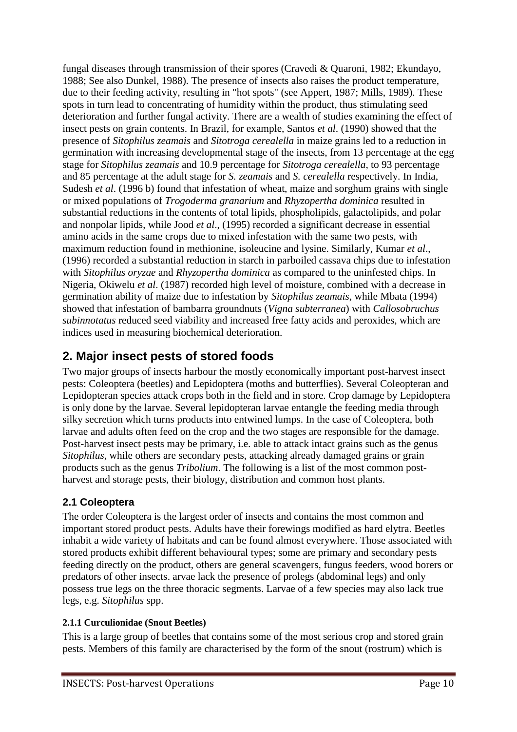fungal diseases through transmission of their spores (Cravedi & Quaroni, 1982; Ekundayo, 1988; See also Dunkel, 1988). The presence of insects also raises the product temperature, due to their feeding activity, resulting in "hot spots" (see Appert, 1987; Mills, 1989). These spots in turn lead to concentrating of humidity within the product, thus stimulating seed deterioration and further fungal activity. There are a wealth of studies examining the effect of insect pests on grain contents. In Brazil, for example, Santos *et al*. (1990) showed that the presence of *Sitophilus zeamais* and *Sitotroga cerealella* in maize grains led to a reduction in germination with increasing developmental stage of the insects, from 13 percentage at the egg stage for *Sitophilus zeamais* and 10.9 percentage for *Sitotroga cerealella*, to 93 percentage and 85 percentage at the adult stage for *S. zeamais* and *S. cerealella* respectively. In India, Sudesh *et al*. (1996 b) found that infestation of wheat, maize and sorghum grains with single or mixed populations of *Trogoderma granarium* and *Rhyzopertha dominica* resulted in substantial reductions in the contents of total lipids, phospholipids, galactolipids, and polar and nonpolar lipids, while Jood *et al*., (1995) recorded a significant decrease in essential amino acids in the same crops due to mixed infestation with the same two pests, with maximum reduction found in methionine, isoleucine and lysine. Similarly, Kumar *et al*., (1996) recorded a substantial reduction in starch in parboiled cassava chips due to infestation with *Sitophilus oryzae* and *Rhyzopertha dominica* as compared to the uninfested chips. In Nigeria, Okiwelu *et al*. (1987) recorded high level of moisture, combined with a decrease in germination ability of maize due to infestation by *Sitophilus zeamais*, while Mbata (1994) showed that infestation of bambarra groundnuts (*Vigna subterranea*) with *Callosobruchus subinnotatus* reduced seed viability and increased free fatty acids and peroxides, which are indices used in measuring biochemical deterioration.

## 2. Major insect pests of stored foods

Two major groups of insects harbour the mostly economically important post-harvest insect pests: Coleoptera (beetles) and Lepidoptera (moths and butterflies). Several Coleopteran and Lepidopteran species attack crops both in the field and in store. Crop damage by Lepidoptera is only done by the larvae. Several lepidopteran larvae entangle the feeding media through silky secretion which turns products into entwined lumps. In the case of Coleoptera, both larvae and adults often feed on the crop and the two stages are responsible for the damage. Post-harvest insect pests may be primary, i.e. able to attack intact grains such as the genus *Sitophilus*, while others are secondary pests, attacking already damaged grains or grain products such as the genus *Tribolium*. The following is a list of the most common post-harvest and storage pests, their biology, distribution and common host plants.

### 2.1 Coleoptera

The order Coleoptera is the largest order of insects and contains the most common and important stored product pests. Adults have their forewings modified as hard elytra. Beetles inhabit a wide variety of habitats and can be found almost everywhere. Those associated with stored products exhibit different behavioural types; some are primary and secondary pests feeding directly on the product, others are general scavengers, fungus feeders, wood borers or predators of other insects. arvae lack the presence of prolegs (abdominal legs) and only possess true legs on the three thoracic segments. Larvae of a few species may also lack true legs, e.g. *Sitophilus* spp.

#### 2.1.1 Curculionidae (Snout Beetles)

This is a large group of beetles that contains some of the most serious crop and stored grain pests. Members of this family are characterised by the form of the snout (rostrum) which is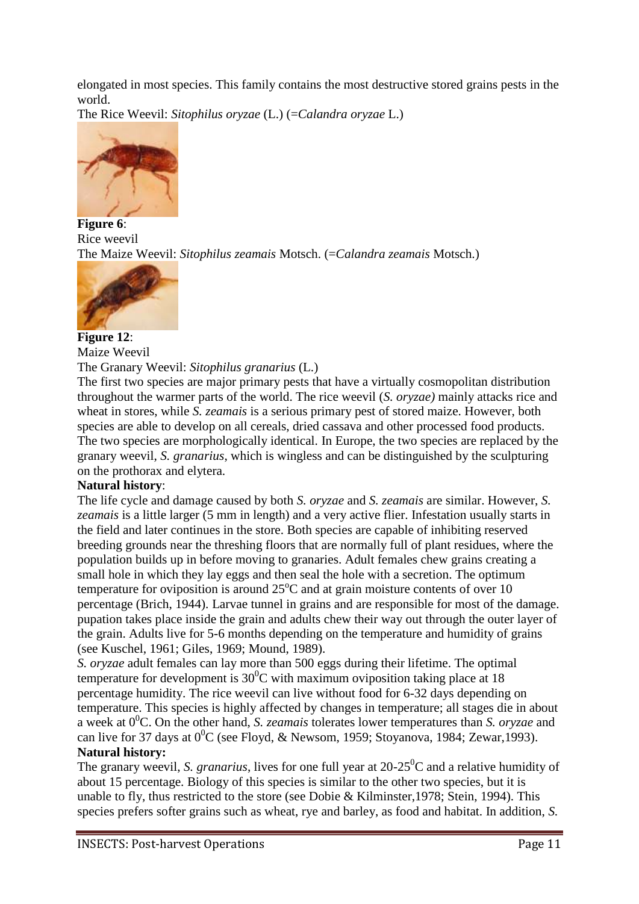elongated in most species. This family contains the most destructive stored grains pests in the world.

The Rice Weevil: *Sitophilus oryzae* (L.) (=*Calandra oryzae* L.)

**Figure 6**:
Rice weevil

The Maize Weevil: *Sitophilus zeamais* Motsch. (=*Calandra zeamais* Motsch.)

**Figure 12**:
Maize Weevil

The Granary Weevil: *Sitophilus granarius* (L.)

The first two species are major primary pests that have a virtually cosmopolitan distribution throughout the warmer parts of the world. The rice weevil (*S. oryzae)* mainly attacks rice and wheat in stores, while *S. zeamais* is a serious primary pest of stored maize. However, both species are able to develop on all cereals, dried cassava and other processed food products. The two species are morphologically identical. In Europe, the two species are replaced by the granary weevil, *S. granarius*, which is wingless and can be distinguished by the sculpturing on the prothorax and elytera.

**Natural history**:

The life cycle and damage caused by both *S. oryzae* and *S. zeamais* are similar. However, *S. zeamais* is a little larger (5 mm in length) and a very active flier. Infestation usually starts in the field and later continues in the store. Both species are capable of inhibiting reserved breeding grounds near the threshing floors that are normally full of plant residues, where the population builds up in before moving to granaries. Adult females chew grains creating a small hole in which they lay eggs and then seal the hole with a secretion. The optimum temperature for oviposition is around $25^{o}$C and at grain moisture contents of over 10 percentage (Brich, 1944). Larvae tunnel in grains and are responsible for most of the damage. pupation takes place inside the grain and adults chew their way out through the outer layer of the grain. Adults live for 5-6 months depending on the temperature and humidity of grains (see Kuschel, 1961; Giles, 1969; Mound, 1989).

*S. oryzae* adult females can lay more than 500 eggs during their lifetime. The optimal temperature for development is $30^{0}$C with maximum oviposition taking place at 18 percentage humidity. The rice weevil can live without food for 6-32 days depending on temperature. This species is highly affected by changes in temperature; all stages die in about a week at $0^{0}$C. On the other hand, *S. zeamais* tolerates lower temperatures than *S. oryzae* and can live for 37 days at $0^{0}$C (see Floyd, & Newsom, 1959; Stoyanova, 1984; Zewar,1993).

**Natural history:**

The granary weevil, *S. granarius*, lives for one full year at 20-$25^{0}$C and a relative humidity of about 15 percentage. Biology of this species is similar to the other two species, but it is unable to fly, thus restricted to the store (see Dobie & Kilminster,1978; Stein, 1994). This species prefers softer grains such as wheat, rye and barley, as food and habitat. In addition, *S.*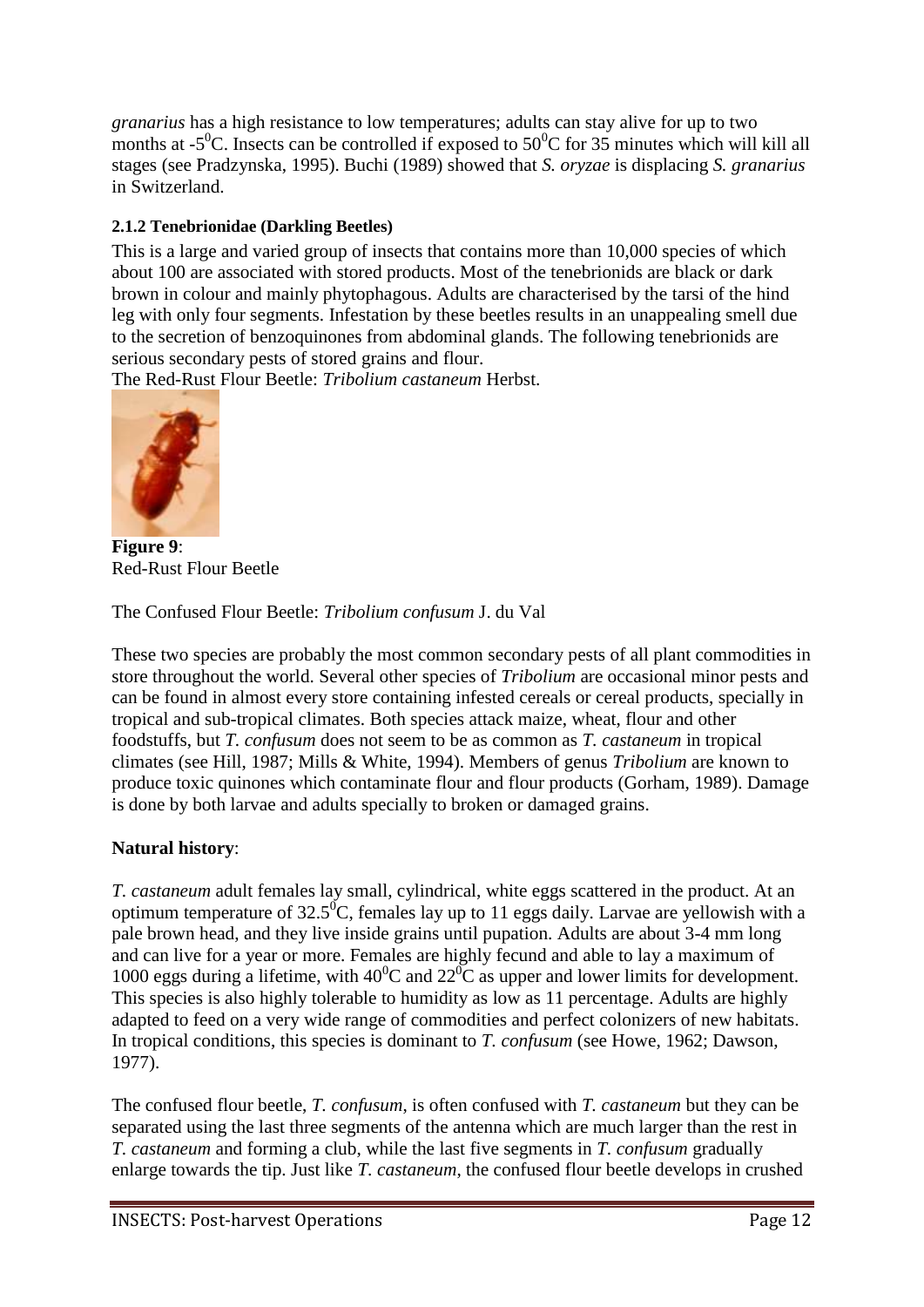*granarius* has a high resistance to low temperatures; adults can stay alive for up to two months at -5$^0$C. Insects can be controlled if exposed to 50$^0$C for 35 minutes which will kill all stages (see Pradzynska, 1995). Buchi (1989) showed that *S. oryzae* is displacing *S. granarius* in Switzerland.

#### 2.1.2 Tenebrionidae (Darkling Beetles)

This is a large and varied group of insects that contains more than 10,000 species of which about 100 are associated with stored products. Most of the tenebrionids are black or dark brown in colour and mainly phytophagous. Adults are characterised by the tarsi of the hind leg with only four segments. Infestation by these beetles results in an unappealing smell due to the secretion of benzoquinones from abdominal glands. The following tenebrionids are serious secondary pests of stored grains and flour.

The Red-Rust Flour Beetle: *Tribolium castaneum* Herbst.

**Figure 9**:
Red-Rust Flour Beetle

The Confused Flour Beetle: *Tribolium confusum* J. du Val

These two species are probably the most common secondary pests of all plant commodities in store throughout the world. Several other species of *Tribolium* are occasional minor pests and can be found in almost every store containing infested cereals or cereal products, specially in tropical and sub-tropical climates. Both species attack maize, wheat, flour and other foodstuffs, but *T. confusum* does not seem to be as common as *T. castaneum* in tropical climates (see Hill, 1987; Mills & White, 1994). Members of genus *Tribolium* are known to produce toxic quinones which contaminate flour and flour products (Gorham, 1989). Damage is done by both larvae and adults specially to broken or damaged grains.

**Natural history**:

*T. castaneum* adult females lay small, cylindrical, white eggs scattered in the product. At an optimum temperature of 32.5$^0$C, females lay up to 11 eggs daily. Larvae are yellowish with a pale brown head, and they live inside grains until pupation. Adults are about 3-4 mm long and can live for a year or more. Females are highly fecund and able to lay a maximum of 1000 eggs during a lifetime, with 40$^0$C and 22$^0$C as upper and lower limits for development. This species is also highly tolerable to humidity as low as 11 percentage. Adults are highly adapted to feed on a very wide range of commodities and perfect colonizers of new habitats. In tropical conditions, this species is dominant to *T. confusum* (see Howe, 1962; Dawson, 1977).

The confused flour beetle, *T. confusum*, is often confused with *T. castaneum* but they can be separated using the last three segments of the antenna which are much larger than the rest in *T. castaneum* and forming a club, while the last five segments in *T. confusum* gradually enlarge towards the tip. Just like *T. castaneum*, the confused flour beetle develops in crushed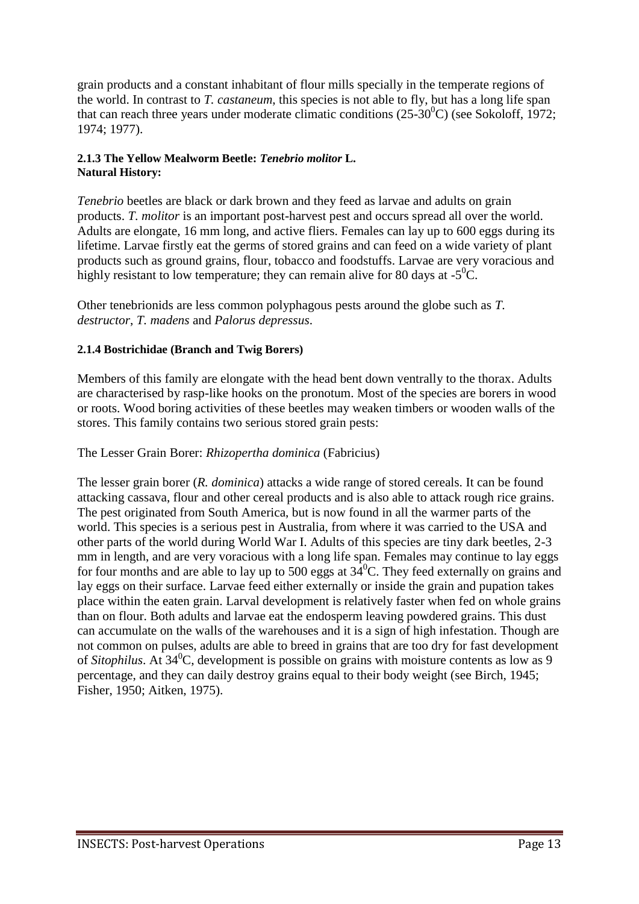grain products and a constant inhabitant of flour mills specially in the temperate regions of the world. In contrast to *T. castaneum*, this species is not able to fly, but has a long life span that can reach three years under moderate climatic conditions (25-30$^0$C) (see Sokoloff, 1972; 1974; 1977).

#### 2.1.3 The Yellow Mealworm Beetle: *Tenebrio molitor* L.
**Natural History:**

*Tenebrio* beetles are black or dark brown and they feed as larvae and adults on grain products. *T. molitor* is an important post-harvest pest and occurs spread all over the world. Adults are elongate, 16 mm long, and active fliers. Females can lay up to 600 eggs during its lifetime. Larvae firstly eat the germs of stored grains and can feed on a wide variety of plant products such as ground grains, flour, tobacco and foodstuffs. Larvae are very voracious and highly resistant to low temperature; they can remain alive for 80 days at -5$^0$C.

Other tenebrionids are less common polyphagous pests around the globe such as *T. destructor*, *T. madens* and *Palorus depressus*.

#### 2.1.4 Bostrichidae (Branch and Twig Borers)

Members of this family are elongate with the head bent down ventrally to the thorax. Adults are characterised by rasp-like hooks on the pronotum. Most of the species are borers in wood or roots. Wood boring activities of these beetles may weaken timbers or wooden walls of the stores. This family contains two serious stored grain pests:

The Lesser Grain Borer: *Rhizopertha dominica* (Fabricius)

The lesser grain borer (*R. dominica*) attacks a wide range of stored cereals. It can be found attacking cassava, flour and other cereal products and is also able to attack rough rice grains. The pest originated from South America, but is now found in all the warmer parts of the world. This species is a serious pest in Australia, from where it was carried to the USA and other parts of the world during World War I. Adults of this species are tiny dark beetles, 2-3 mm in length, and are very voracious with a long life span. Females may continue to lay eggs for four months and are able to lay up to 500 eggs at 34$^0$C. They feed externally on grains and lay eggs on their surface. Larvae feed either externally or inside the grain and pupation takes place within the eaten grain. Larval development is relatively faster when fed on whole grains than on flour. Both adults and larvae eat the endosperm leaving powdered grains. This dust can accumulate on the walls of the warehouses and it is a sign of high infestation. Though are not common on pulses, adults are able to breed in grains that are too dry for fast development of *Sitophilus*. At 34$^0$C, development is possible on grains with moisture contents as low as 9 percentage, and they can daily destroy grains equal to their body weight (see Birch, 1945; Fisher, 1950; Aitken, 1975).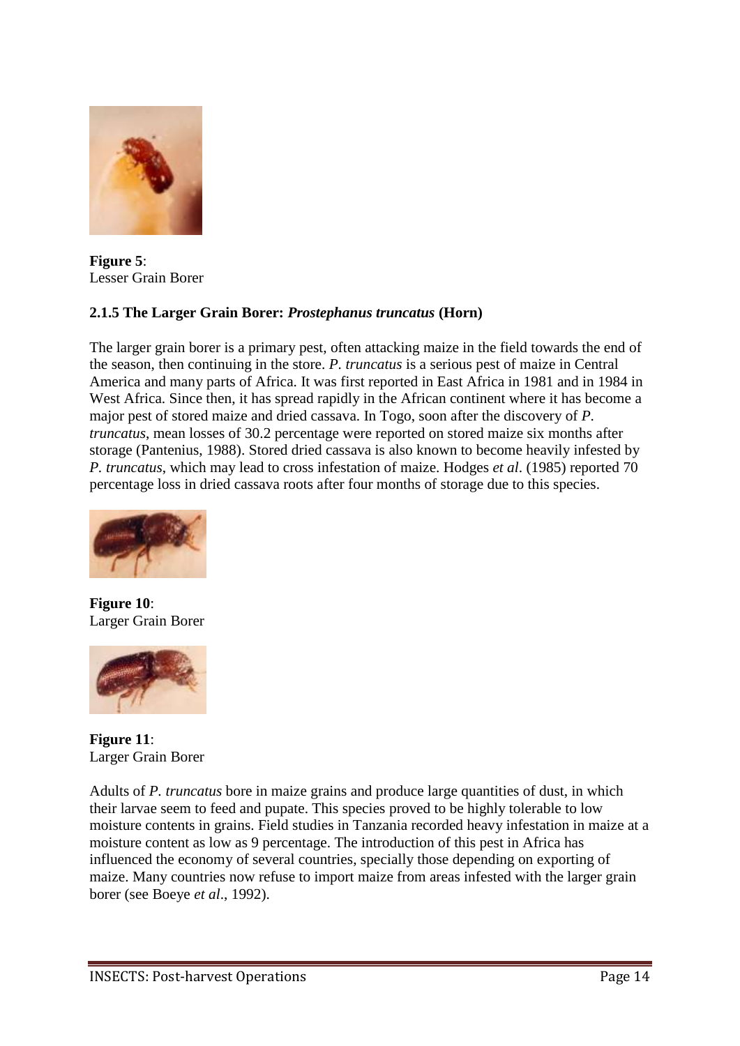**Figure 5**:
Lesser Grain Borer

### 2.1.5 The Larger Grain Borer: *Prostephanus truncatus* (Horn)

The larger grain borer is a primary pest, often attacking maize in the field towards the end of the season, then continuing in the store. *P. truncatus* is a serious pest of maize in Central America and many parts of Africa. It was first reported in East Africa in 1981 and in 1984 in West Africa. Since then, it has spread rapidly in the African continent where it has become a major pest of stored maize and dried cassava. In Togo, soon after the discovery of *P. truncatus*, mean losses of 30.2 percentage were reported on stored maize six months after storage (Pantenius, 1988). Stored dried cassava is also known to become heavily infested by *P. truncatus*, which may lead to cross infestation of maize. Hodges *et al*. (1985) reported 70 percentage loss in dried cassava roots after four months of storage due to this species.

**Figure 10**:
Larger Grain Borer

**Figure 11**:
Larger Grain Borer

Adults of *P. truncatus* bore in maize grains and produce large quantities of dust, in which their larvae seem to feed and pupate. This species proved to be highly tolerable to low moisture contents in grains. Field studies in Tanzania recorded heavy infestation in maize at a moisture content as low as 9 percentage. The introduction of this pest in Africa has influenced the economy of several countries, specially those depending on exporting of maize. Many countries now refuse to import maize from areas infested with the larger grain borer (see Boeye *et al*., 1992).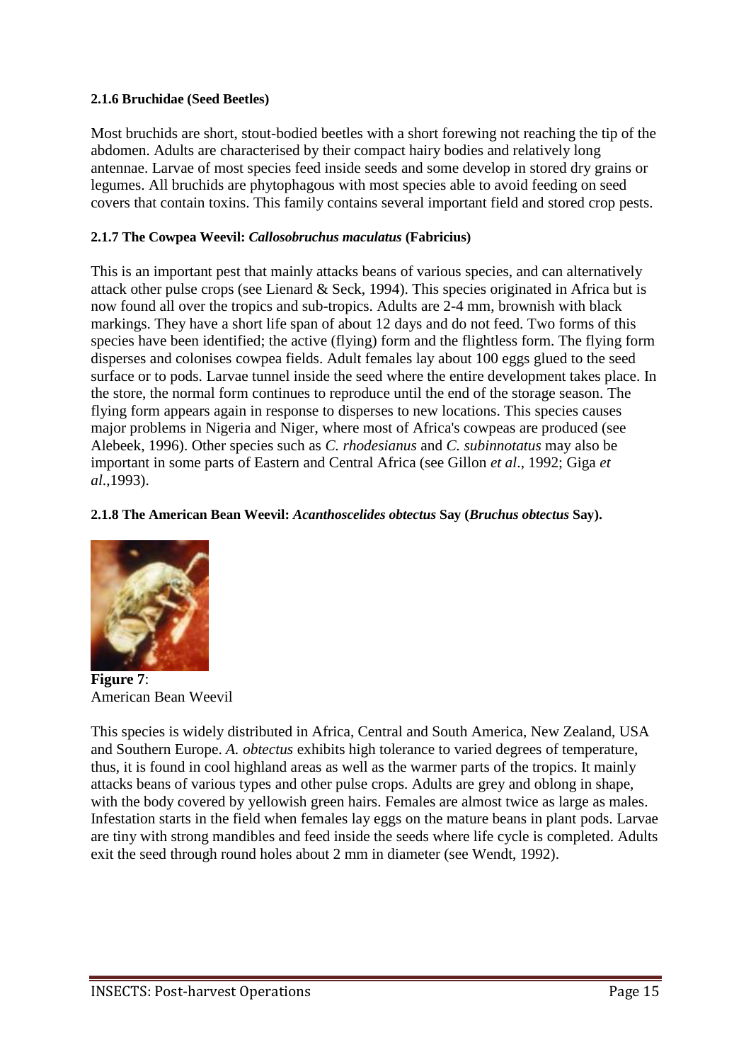#### 2.1.6 Bruchidae (Seed Beetles)

Most bruchids are short, stout-bodied beetles with a short forewing not reaching the tip of the abdomen. Adults are characterised by their compact hairy bodies and relatively long antennae. Larvae of most species feed inside seeds and some develop in stored dry grains or legumes. All bruchids are phytophagous with most species able to avoid feeding on seed covers that contain toxins. This family contains several important field and stored crop pests.

#### 2.1.7 The Cowpea Weevil: *Callosobruchus maculatus* (Fabricius)

This is an important pest that mainly attacks beans of various species, and can alternatively attack other pulse crops (see Lienard & Seck, 1994). This species originated in Africa but is now found all over the tropics and sub-tropics. Adults are 2-4 mm, brownish with black markings. They have a short life span of about 12 days and do not feed. Two forms of this species have been identified; the active (flying) form and the flightless form. The flying form disperses and colonises cowpea fields. Adult females lay about 100 eggs glued to the seed surface or to pods. Larvae tunnel inside the seed where the entire development takes place. In the store, the normal form continues to reproduce until the end of the storage season. The flying form appears again in response to disperses to new locations. This species causes major problems in Nigeria and Niger, where most of Africa's cowpeas are produced (see Alebeek, 1996). Other species such as *C. rhodesianus* and *C. subinnotatus* may also be important in some parts of Eastern and Central Africa (see Gillon *et al*., 1992; Giga *et al*.,1993).

#### 2.1.8 The American Bean Weevil: *Acanthoscelides obtectus* Say (*Bruchus obtectus* Say).

**Figure 7**: American Bean Weevil

This species is widely distributed in Africa, Central and South America, New Zealand, USA and Southern Europe. *A. obtectus* exhibits high tolerance to varied degrees of temperature, thus, it is found in cool highland areas as well as the warmer parts of the tropics. It mainly attacks beans of various types and other pulse crops. Adults are grey and oblong in shape, with the body covered by yellowish green hairs. Females are almost twice as large as males. Infestation starts in the field when females lay eggs on the mature beans in plant pods. Larvae are tiny with strong mandibles and feed inside the seeds where life cycle is completed. Adults exit the seed through round holes about 2 mm in diameter (see Wendt, 1992).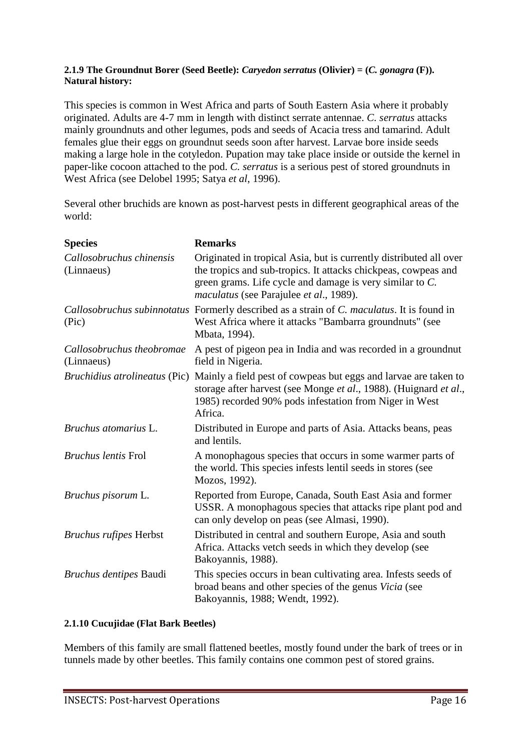**2.1.9 The Groundnut Borer (Seed Beetle): *Caryedon serratus* (Olivier) = (*C. gonagra* (F)).**
**Natural history:**

This species is common in West Africa and parts of South Eastern Asia where it probably originated. Adults are 4-7 mm in length with distinct serrate antennae. *C. serratus* attacks mainly groundnuts and other legumes, pods and seeds of Acacia tress and tamarind. Adult females glue their eggs on groundnut seeds soon after harvest. Larvae bore inside seeds making a large hole in the cotyledon. Pupation may take place inside or outside the kernel in paper-like cocoon attached to the pod. *C. serratus* is a serious pest of stored groundnuts in West Africa (see Delobel 1995; Satya *et al*, 1996).

Several other bruchids are known as post-harvest pests in different geographical areas of the world:

| **Species** | **Remarks** |
|---|---|
| *Callosobruchus chinensis* (Linnaeus) | Originated in tropical Asia, but is currently distributed all over the tropics and sub-tropics. It attacks chickpeas, cowpeas and green grams. Life cycle and damage is very similar to *C. maculatus* (see Parajulee *et al*., 1989). |
| *Callosobruchus subinnotatus* (Pic) | Formerly described as a strain of *C. maculatus*. It is found in West Africa where it attacks "Bambarra groundnuts" (see Mbata, 1994). |
| *Callosobruchus theobromae* (Linnaeus) | A pest of pigeon pea in India and was recorded in a groundnut field in Nigeria. |
| *Bruchidius atrolineatus* (Pic) | Mainly a field pest of cowpeas but eggs and larvae are taken to storage after harvest (see Monge *et al*., 1988). (Huignard *et al*., 1985) recorded 90% pods infestation from Niger in West Africa. |
| *Bruchus atomarius* L. | Distributed in Europe and parts of Asia. Attacks beans, peas and lentils. |
| *Bruchus lentis* Frol | A monophagous species that occurs in some warmer parts of the world. This species infests lentil seeds in stores (see Mozos, 1992). |
| *Bruchus pisorum* L. | Reported from Europe, Canada, South East Asia and former USSR. A monophagous species that attacks ripe plant pod and can only develop on peas (see Almasi, 1990). |
| *Bruchus rufipes* Herbst | Distributed in central and southern Europe, Asia and south Africa. Attacks vetch seeds in which they develop (see Bakoyannis, 1988). |
| *Bruchus dentipes* Baudi | This species occurs in bean cultivating area. Infests seeds of broad beans and other species of the genus *Vicia* (see Bakoyannis, 1988; Wendt, 1992). |

**2.1.10 Cucujidae (Flat Bark Beetles)**

Members of this family are small flattened beetles, mostly found under the bark of trees or in tunnels made by other beetles. This family contains one common pest of stored grains.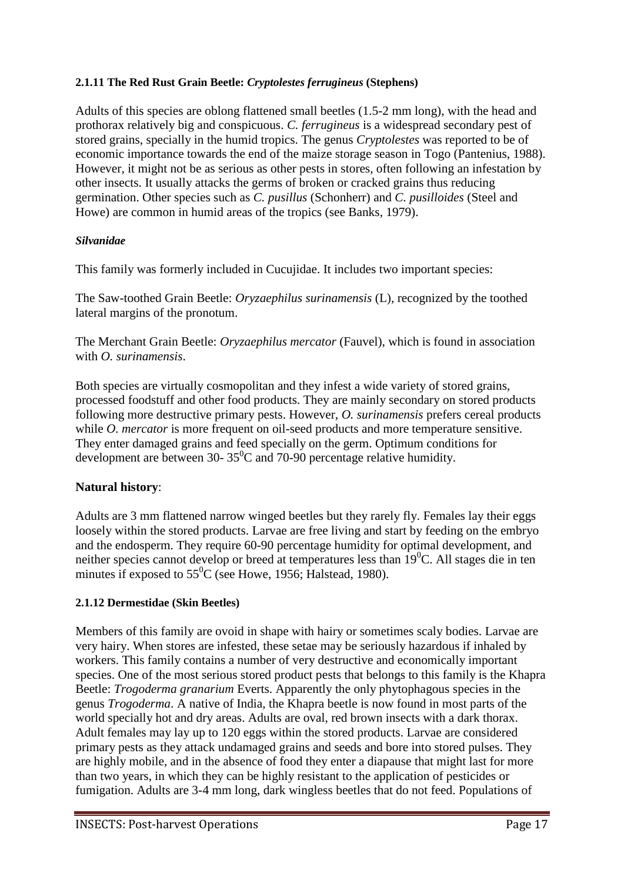#### 2.1.11 The Red Rust Grain Beetle: *Cryptolestes ferrugineus* (Stephens)

Adults of this species are oblong flattened small beetles (1.5-2 mm long), with the head and prothorax relatively big and conspicuous. *C. ferrugineus* is a widespread secondary pest of stored grains, specially in the humid tropics. The genus *Cryptolestes* was reported to be of economic importance towards the end of the maize storage season in Togo (Pantenius, 1988). However, it might not be as serious as other pests in stores, often following an infestation by other insects. It usually attacks the germs of broken or cracked grains thus reducing germination. Other species such as *C. pusillus* (Schonherr) and *C. pusilloides* (Steel and Howe) are common in humid areas of the tropics (see Banks, 1979).

***Silvanidae***

This family was formerly included in Cucujidae. It includes two important species:

The Saw-toothed Grain Beetle: *Oryzaephilus surinamensis* (L), recognized by the toothed lateral margins of the pronotum.

The Merchant Grain Beetle: *Oryzaephilus mercator* (Fauvel), which is found in association with *O. surinamensis*.

Both species are virtually cosmopolitan and they infest a wide variety of stored grains, processed foodstuff and other food products. They are mainly secondary on stored products following more destructive primary pests. However, *O. surinamensis* prefers cereal products while *O. mercator* is more frequent on oil-seed products and more temperature sensitive. They enter damaged grains and feed specially on the germ. Optimum conditions for development are between 30- 35$^0$C and 70-90 percentage relative humidity.

**Natural history**:

Adults are 3 mm flattened narrow winged beetles but they rarely fly. Females lay their eggs loosely within the stored products. Larvae are free living and start by feeding on the embryo and the endosperm. They require 60-90 percentage humidity for optimal development, and neither species cannot develop or breed at temperatures less than 19$^0$C. All stages die in ten minutes if exposed to 55$^0$C (see Howe, 1956; Halstead, 1980).

#### 2.1.12 Dermestidae (Skin Beetles)

Members of this family are ovoid in shape with hairy or sometimes scaly bodies. Larvae are very hairy. When stores are infested, these setae may be seriously hazardous if inhaled by workers. This family contains a number of very destructive and economically important species. One of the most serious stored product pests that belongs to this family is the Khapra Beetle: *Trogoderma granarium* Everts. Apparently the only phytophagous species in the genus *Trogoderma*. A native of India, the Khapra beetle is now found in most parts of the world specially hot and dry areas. Adults are oval, red brown insects with a dark thorax. Adult females may lay up to 120 eggs within the stored products. Larvae are considered primary pests as they attack undamaged grains and seeds and bore into stored pulses. They are highly mobile, and in the absence of food they enter a diapause that might last for more than two years, in which they can be highly resistant to the application of pesticides or fumigation. Adults are 3-4 mm long, dark wingless beetles that do not feed. Populations of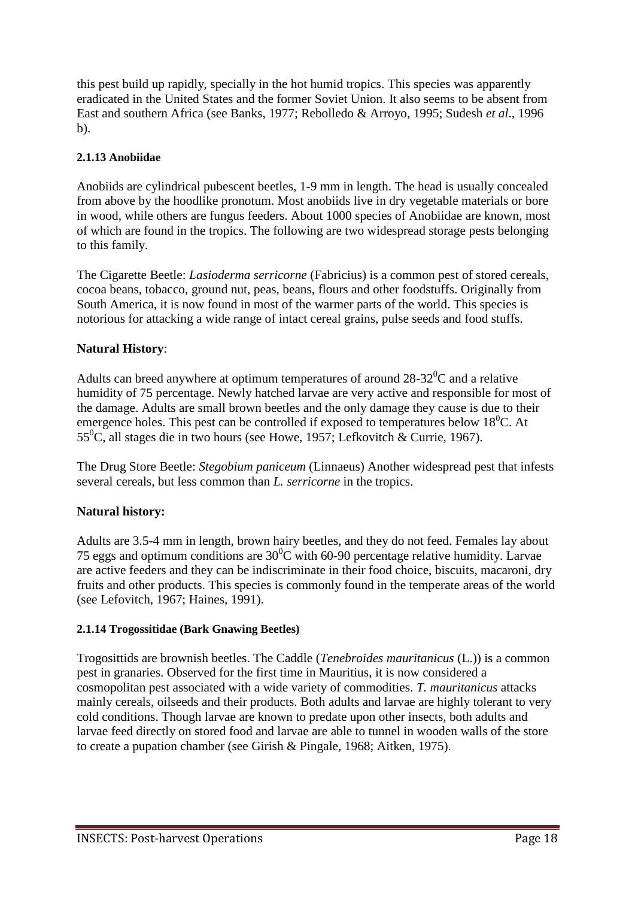this pest build up rapidly, specially in the hot humid tropics. This species was apparently eradicated in the United States and the former Soviet Union. It also seems to be absent from East and southern Africa (see Banks, 1977; Rebolledo & Arroyo, 1995; Sudesh *et al*., 1996 b).

#### 2.1.13 Anobiidae

Anobiids are cylindrical pubescent beetles, 1-9 mm in length. The head is usually concealed from above by the hoodlike pronotum. Most anobiids live in dry vegetable materials or bore in wood, while others are fungus feeders. About 1000 species of Anobiidae are known, most of which are found in the tropics. The following are two widespread storage pests belonging to this family.

The Cigarette Beetle: *Lasioderma serricorne* (Fabricius) is a common pest of stored cereals, cocoa beans, tobacco, ground nut, peas, beans, flours and other foodstuffs. Originally from South America, it is now found in most of the warmer parts of the world. This species is notorious for attacking a wide range of intact cereal grains, pulse seeds and food stuffs.

**Natural History**:

Adults can breed anywhere at optimum temperatures of around 28-32$^0$C and a relative humidity of 75 percentage. Newly hatched larvae are very active and responsible for most of the damage. Adults are small brown beetles and the only damage they cause is due to their emergence holes. This pest can be controlled if exposed to temperatures below 18$^0$C. At 55$^0$C, all stages die in two hours (see Howe, 1957; Lefkovitch & Currie, 1967).

The Drug Store Beetle: *Stegobium paniceum* (Linnaeus) Another widespread pest that infests several cereals, but less common than *L. serricorne* in the tropics.

**Natural history:**

Adults are 3.5-4 mm in length, brown hairy beetles, and they do not feed. Females lay about 75 eggs and optimum conditions are 30$^0$C with 60-90 percentage relative humidity. Larvae are active feeders and they can be indiscriminate in their food choice, biscuits, macaroni, dry fruits and other products. This species is commonly found in the temperate areas of the world (see Lefovitch, 1967; Haines, 1991).

#### 2.1.14 Trogossitidae (Bark Gnawing Beetles)

Trogosittids are brownish beetles. The Caddle (*Tenebroides mauritanicus* (L.)) is a common pest in granaries. Observed for the first time in Mauritius, it is now considered a cosmopolitan pest associated with a wide variety of commodities. *T. mauritanicus* attacks mainly cereals, oilseeds and their products. Both adults and larvae are highly tolerant to very cold conditions. Though larvae are known to predate upon other insects, both adults and larvae feed directly on stored food and larvae are able to tunnel in wooden walls of the store to create a pupation chamber (see Girish & Pingale, 1968; Aitken, 1975).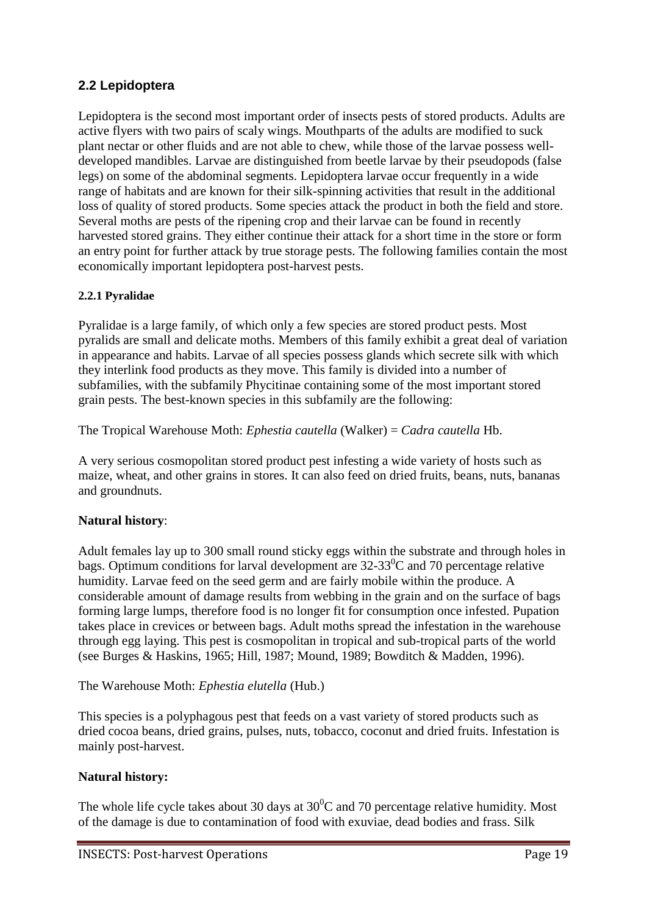## 2.2 Lepidoptera

Lepidoptera is the second most important order of insects pests of stored products. Adults are active flyers with two pairs of scaly wings. Mouthparts of the adults are modified to suck plant nectar or other fluids and are not able to chew, while those of the larvae possess well-developed mandibles. Larvae are distinguished from beetle larvae by their pseudopods (false legs) on some of the abdominal segments. Lepidoptera larvae occur frequently in a wide range of habitats and are known for their silk-spinning activities that result in the additional loss of quality of stored products. Some species attack the product in both the field and store. Several moths are pests of the ripening crop and their larvae can be found in recently harvested stored grains. They either continue their attack for a short time in the store or form an entry point for further attack by true storage pests. The following families contain the most economically important lepidoptera post-harvest pests.

### 2.2.1 Pyralidae

Pyralidae is a large family, of which only a few species are stored product pests. Most pyralids are small and delicate moths. Members of this family exhibit a great deal of variation in appearance and habits. Larvae of all species possess glands which secrete silk with which they interlink food products as they move. This family is divided into a number of subfamilies, with the subfamily Phycitinae containing some of the most important stored grain pests. The best-known species in this subfamily are the following:

The Tropical Warehouse Moth: *Ephestia cautella* (Walker) = *Cadra cautella* Hb.

A very serious cosmopolitan stored product pest infesting a wide variety of hosts such as maize, wheat, and other grains in stores. It can also feed on dried fruits, beans, nuts, bananas and groundnuts.

**Natural history**:

Adult females lay up to 300 small round sticky eggs within the substrate and through holes in bags. Optimum conditions for larval development are 32-33$^{0}$C and 70 percentage relative humidity. Larvae feed on the seed germ and are fairly mobile within the produce. A considerable amount of damage results from webbing in the grain and on the surface of bags forming large lumps, therefore food is no longer fit for consumption once infested. Pupation takes place in crevices or between bags. Adult moths spread the infestation in the warehouse through egg laying. This pest is cosmopolitan in tropical and sub-tropical parts of the world (see Burges & Haskins, 1965; Hill, 1987; Mound, 1989; Bowditch & Madden, 1996).

The Warehouse Moth: *Ephestia elutella* (Hub.)

This species is a polyphagous pest that feeds on a vast variety of stored products such as dried cocoa beans, dried grains, pulses, nuts, tobacco, coconut and dried fruits. Infestation is mainly post-harvest.

**Natural history:**

The whole life cycle takes about 30 days at 30$^{0}$C and 70 percentage relative humidity. Most of the damage is due to contamination of food with exuviae, dead bodies and frass. Silk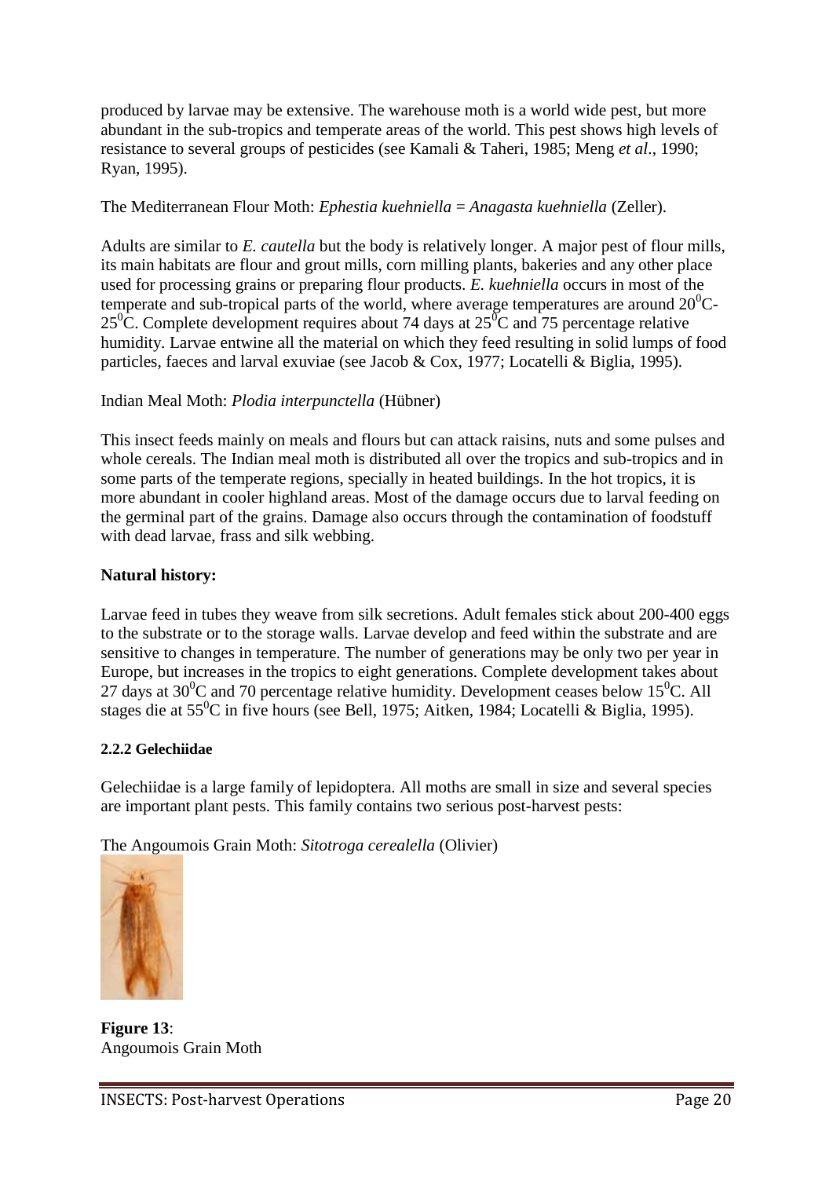produced by larvae may be extensive. The warehouse moth is a world wide pest, but more abundant in the sub-tropics and temperate areas of the world. This pest shows high levels of resistance to several groups of pesticides (see Kamali & Taheri, 1985; Meng *et al*., 1990; Ryan, 1995).

The Mediterranean Flour Moth: *Ephestia kuehniella = Anagasta kuehniella* (Zeller).

Adults are similar to *E. cautella* but the body is relatively longer. A major pest of flour mills, its main habitats are flour and grout mills, corn milling plants, bakeries and any other place used for processing grains or preparing flour products. *E. kuehniella* occurs in most of the temperate and sub-tropical parts of the world, where average temperatures are around $20^0$C-$25^0$C. Complete development requires about 74 days at $25^0$C and 75 percentage relative humidity. Larvae entwine all the material on which they feed resulting in solid lumps of food particles, faeces and larval exuviae (see Jacob & Cox, 1977; Locatelli & Biglia, 1995).

Indian Meal Moth: *Plodia interpunctella* (Hübner)

This insect feeds mainly on meals and flours but can attack raisins, nuts and some pulses and whole cereals. The Indian meal moth is distributed all over the tropics and sub-tropics and in some parts of the temperate regions, specially in heated buildings. In the hot tropics, it is more abundant in cooler highland areas. Most of the damage occurs due to larval feeding on the germinal part of the grains. Damage also occurs through the contamination of foodstuff with dead larvae, frass and silk webbing.

**Natural history:**

Larvae feed in tubes they weave from silk secretions. Adult females stick about 200-400 eggs to the substrate or to the storage walls. Larvae develop and feed within the substrate and are sensitive to changes in temperature. The number of generations may be only two per year in Europe, but increases in the tropics to eight generations. Complete development takes about 27 days at $30^0$C and 70 percentage relative humidity. Development ceases below $15^0$C. All stages die at $55^0$C in five hours (see Bell, 1975; Aitken, 1984; Locatelli & Biglia, 1995).

#### 2.2.2 Gelechiidae

Gelechiidae is a large family of lepidoptera. All moths are small in size and several species are important plant pests. This family contains two serious post-harvest pests:

The Angoumois Grain Moth: *Sitotroga cerealella* (Olivier)

**Figure 13**: Angoumois Grain Moth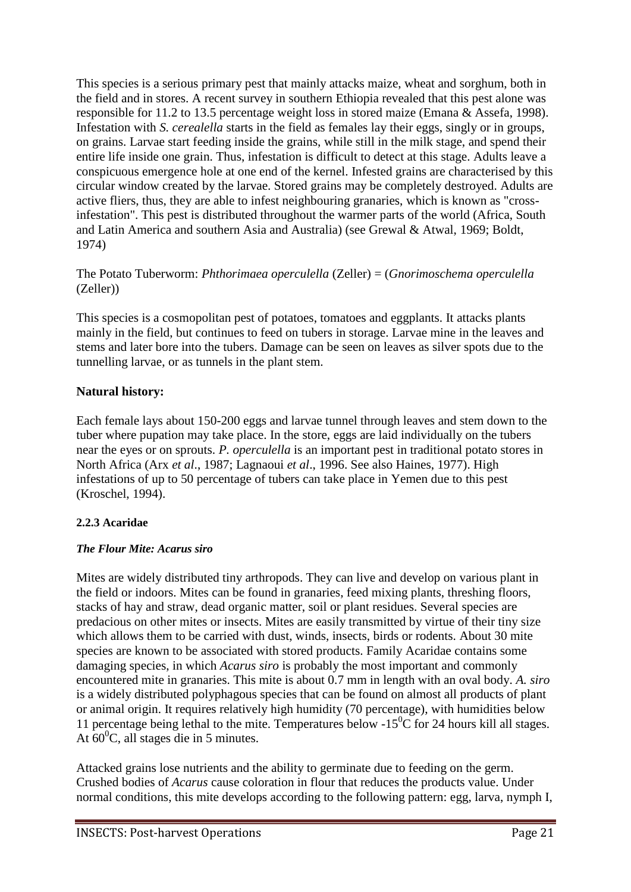This species is a serious primary pest that mainly attacks maize, wheat and sorghum, both in the field and in stores. A recent survey in southern Ethiopia revealed that this pest alone was responsible for 11.2 to 13.5 percentage weight loss in stored maize (Emana & Assefa, 1998). Infestation with *S. cerealella* starts in the field as females lay their eggs, singly or in groups, on grains. Larvae start feeding inside the grains, while still in the milk stage, and spend their entire life inside one grain. Thus, infestation is difficult to detect at this stage. Adults leave a conspicuous emergence hole at one end of the kernel. Infested grains are characterised by this circular window created by the larvae. Stored grains may be completely destroyed. Adults are active fliers, thus, they are able to infest neighbouring granaries, which is known as "cross-infestation". This pest is distributed throughout the warmer parts of the world (Africa, South and Latin America and southern Asia and Australia) (see Grewal & Atwal, 1969; Boldt, 1974)

The Potato Tuberworm: *Phthorimaea operculella* (Zeller) = (*Gnorimoschema operculella* (Zeller))

This species is a cosmopolitan pest of potatoes, tomatoes and eggplants. It attacks plants mainly in the field, but continues to feed on tubers in storage. Larvae mine in the leaves and stems and later bore into the tubers. Damage can be seen on leaves as silver spots due to the tunnelling larvae, or as tunnels in the plant stem.

**Natural history:**

Each female lays about 150-200 eggs and larvae tunnel through leaves and stem down to the tuber where pupation may take place. In the store, eggs are laid individually on the tubers near the eyes or on sprouts. *P. operculella* is an important pest in traditional potato stores in North Africa (Arx *et al*., 1987; Lagnaoui *et al*., 1996. See also Haines, 1977). High infestations of up to 50 percentage of tubers can take place in Yemen due to this pest (Kroschel, 1994).

#### 2.2.3 Acaridae

***The Flour Mite: Acarus siro***

Mites are widely distributed tiny arthropods. They can live and develop on various plant in the field or indoors. Mites can be found in granaries, feed mixing plants, threshing floors, stacks of hay and straw, dead organic matter, soil or plant residues. Several species are predacious on other mites or insects. Mites are easily transmitted by virtue of their tiny size which allows them to be carried with dust, winds, insects, birds or rodents. About 30 mite species are known to be associated with stored products. Family Acaridae contains some damaging species, in which *Acarus siro* is probably the most important and commonly encountered mite in granaries. This mite is about 0.7 mm in length with an oval body. *A. siro* is a widely distributed polyphagous species that can be found on almost all products of plant or animal origin. It requires relatively high humidity (70 percentage), with humidities below 11 percentage being lethal to the mite. Temperatures below -15$^0$C for 24 hours kill all stages. At 60$^0$C, all stages die in 5 minutes.

Attacked grains lose nutrients and the ability to germinate due to feeding on the germ. Crushed bodies of *Acarus* cause coloration in flour that reduces the products value. Under normal conditions, this mite develops according to the following pattern: egg, larva, nymph I,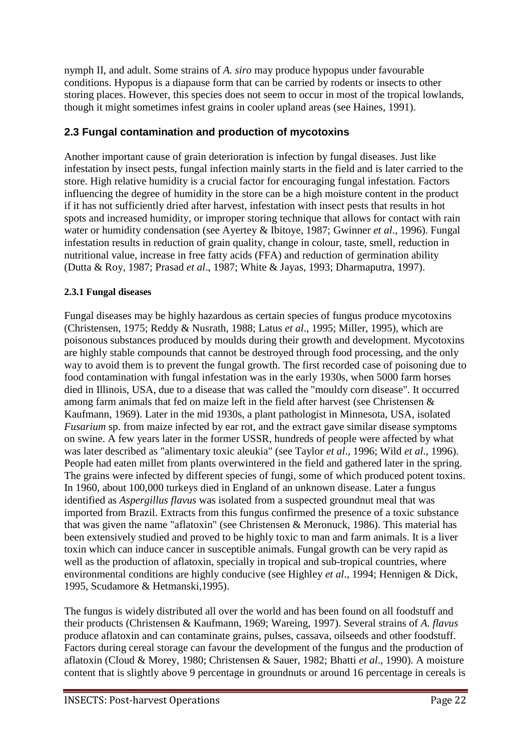nymph II, and adult. Some strains of *A. siro* may produce hypopus under favourable conditions. Hypopus is a diapause form that can be carried by rodents or insects to other storing places. However, this species does not seem to occur in most of the tropical lowlands, though it might sometimes infest grains in cooler upland areas (see Haines, 1991).

## 2.3 Fungal contamination and production of mycotoxins

Another important cause of grain deterioration is infection by fungal diseases. Just like infestation by insect pests, fungal infection mainly starts in the field and is later carried to the store. High relative humidity is a crucial factor for encouraging fungal infestation. Factors influencing the degree of humidity in the store can be a high moisture content in the product if it has not sufficiently dried after harvest, infestation with insect pests that results in hot spots and increased humidity, or improper storing technique that allows for contact with rain water or humidity condensation (see Ayertey & Ibitoye, 1987; Gwinner *et al*., 1996). Fungal infestation results in reduction of grain quality, change in colour, taste, smell, reduction in nutritional value, increase in free fatty acids (FFA) and reduction of germination ability (Dutta & Roy, 1987; Prasad *et al*., 1987; White & Jayas, 1993; Dharmaputra, 1997).

### 2.3.1 Fungal diseases

Fungal diseases may be highly hazardous as certain species of fungus produce mycotoxins (Christensen, 1975; Reddy & Nusrath, 1988; Latus *et al*., 1995; Miller, 1995), which are poisonous substances produced by moulds during their growth and development. Mycotoxins are highly stable compounds that cannot be destroyed through food processing, and the only way to avoid them is to prevent the fungal growth. The first recorded case of poisoning due to food contamination with fungal infestation was in the early 1930s, when 5000 farm horses died in Illinois, USA, due to a disease that was called the "mouldy corn disease". It occurred among farm animals that fed on maize left in the field after harvest (see Christensen & Kaufmann, 1969). Later in the mid 1930s, a plant pathologist in Minnesota, USA, isolated *Fusarium* sp. from maize infected by ear rot, and the extract gave similar disease symptoms on swine. A few years later in the former USSR, hundreds of people were affected by what was later described as "alimentary toxic aleukia" (see Taylor *et al*., 1996; Wild *et al*., 1996). People had eaten millet from plants overwintered in the field and gathered later in the spring. The grains were infected by different species of fungi, some of which produced potent toxins. In 1960, about 100,000 turkeys died in England of an unknown disease. Later a fungus identified as *Aspergillus flavus* was isolated from a suspected groundnut meal that was imported from Brazil. Extracts from this fungus confirmed the presence of a toxic substance that was given the name "aflatoxin" (see Christensen & Meronuck, 1986). This material has been extensively studied and proved to be highly toxic to man and farm animals. It is a liver toxin which can induce cancer in susceptible animals. Fungal growth can be very rapid as well as the production of aflatoxin, specially in tropical and sub-tropical countries, where environmental conditions are highly conducive (see Highley *et al*., 1994; Hennigen & Dick, 1995, Scudamore & Hetmanski,1995).

The fungus is widely distributed all over the world and has been found on all foodstuff and their products (Christensen & Kaufmann, 1969; Wareing, 1997). Several strains of *A. flavus* produce aflatoxin and can contaminate grains, pulses, cassava, oilseeds and other foodstuff. Factors during cereal storage can favour the development of the fungus and the production of aflatoxin (Cloud & Morey, 1980; Christensen & Sauer, 1982; Bhatti *et al*., 1990). A moisture content that is slightly above 9 percentage in groundnuts or around 16 percentage in cereals is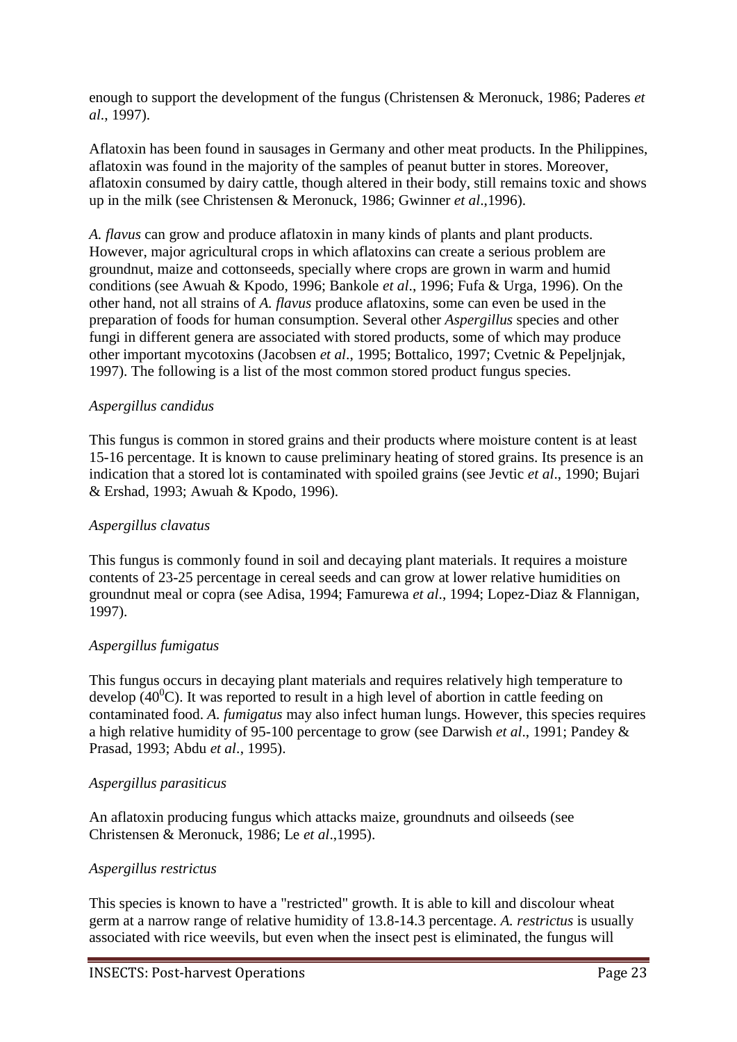enough to support the development of the fungus (Christensen & Meronuck, 1986; Paderes *et al*., 1997).

Aflatoxin has been found in sausages in Germany and other meat products. In the Philippines, aflatoxin was found in the majority of the samples of peanut butter in stores. Moreover, aflatoxin consumed by dairy cattle, though altered in their body, still remains toxic and shows up in the milk (see Christensen & Meronuck, 1986; Gwinner *et al*.,1996).

*A. flavus* can grow and produce aflatoxin in many kinds of plants and plant products. However, major agricultural crops in which aflatoxins can create a serious problem are groundnut, maize and cottonseeds, specially where crops are grown in warm and humid conditions (see Awuah & Kpodo, 1996; Bankole *et al*., 1996; Fufa & Urga, 1996). On the other hand, not all strains of *A. flavus* produce aflatoxins, some can even be used in the preparation of foods for human consumption. Several other *Aspergillus* species and other fungi in different genera are associated with stored products, some of which may produce other important mycotoxins (Jacobsen *et al*., 1995; Bottalico, 1997; Cvetnic & Pepeljnjak, 1997). The following is a list of the most common stored product fungus species.

*Aspergillus candidus*

This fungus is common in stored grains and their products where moisture content is at least 15-16 percentage. It is known to cause preliminary heating of stored grains. Its presence is an indication that a stored lot is contaminated with spoiled grains (see Jevtic *et al*., 1990; Bujari & Ershad, 1993; Awuah & Kpodo, 1996).

*Aspergillus clavatus*

This fungus is commonly found in soil and decaying plant materials. It requires a moisture contents of 23-25 percentage in cereal seeds and can grow at lower relative humidities on groundnut meal or copra (see Adisa, 1994; Famurewa *et al*., 1994; Lopez-Diaz & Flannigan, 1997).

*Aspergillus fumigatus*

This fungus occurs in decaying plant materials and requires relatively high temperature to develop ($40^0$C). It was reported to result in a high level of abortion in cattle feeding on contaminated food. *A. fumigatus* may also infect human lungs. However, this species requires a high relative humidity of 95-100 percentage to grow (see Darwish *et al*., 1991; Pandey & Prasad, 1993; Abdu *et al*., 1995).

*Aspergillus parasiticus*

An aflatoxin producing fungus which attacks maize, groundnuts and oilseeds (see Christensen & Meronuck, 1986; Le *et al*.,1995).

*Aspergillus restrictus*

This species is known to have a "restricted" growth. It is able to kill and discolour wheat germ at a narrow range of relative humidity of 13.8-14.3 percentage. *A. restrictus* is usually associated with rice weevils, but even when the insect pest is eliminated, the fungus will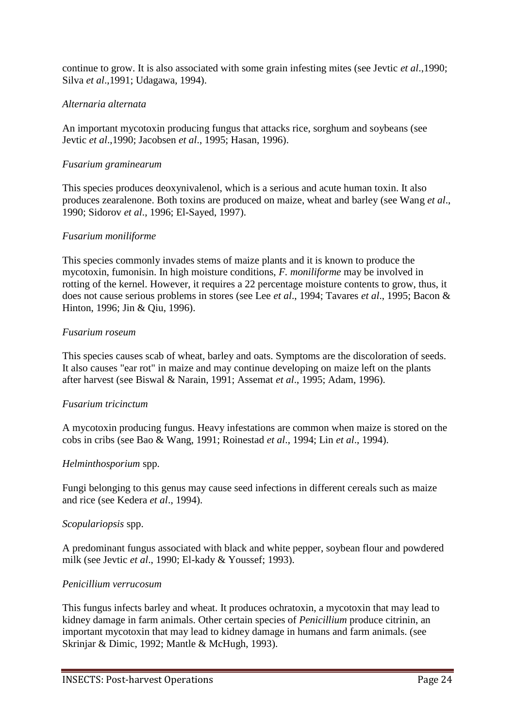continue to grow. It is also associated with some grain infesting mites (see Jevtic *et al*.,1990; Silva *et al*.,1991; Udagawa, 1994).

*Alternaria alternata*

An important mycotoxin producing fungus that attacks rice, sorghum and soybeans (see Jevtic *et al*.,1990; Jacobsen *et al*., 1995; Hasan, 1996).

*Fusarium graminearum*

This species produces deoxynivalenol, which is a serious and acute human toxin. It also produces zearalenone. Both toxins are produced on maize, wheat and barley (see Wang *et al*., 1990; Sidorov *et al*., 1996; El-Sayed, 1997).

*Fusarium moniliforme*

This species commonly invades stems of maize plants and it is known to produce the mycotoxin, fumonisin. In high moisture conditions, *F. moniliforme* may be involved in rotting of the kernel. However, it requires a 22 percentage moisture contents to grow, thus, it does not cause serious problems in stores (see Lee *et al*., 1994; Tavares *et al*., 1995; Bacon & Hinton, 1996; Jin & Qiu, 1996).

*Fusarium roseum*

This species causes scab of wheat, barley and oats. Symptoms are the discoloration of seeds. It also causes "ear rot" in maize and may continue developing on maize left on the plants after harvest (see Biswal & Narain, 1991; Assemat *et al*., 1995; Adam, 1996).

*Fusarium tricinctum*

A mycotoxin producing fungus. Heavy infestations are common when maize is stored on the cobs in cribs (see Bao & Wang, 1991; Roinestad *et al*., 1994; Lin *et al*., 1994).

*Helminthosporium* spp.

Fungi belonging to this genus may cause seed infections in different cereals such as maize and rice (see Kedera *et al*., 1994).

*Scopulariopsis* spp.

A predominant fungus associated with black and white pepper, soybean flour and powdered milk (see Jevtic *et al*., 1990; El-kady & Youssef; 1993).

*Penicillium verrucosum*

This fungus infects barley and wheat. It produces ochratoxin, a mycotoxin that may lead to kidney damage in farm animals. Other certain species of *Penicillium* produce citrinin, an important mycotoxin that may lead to kidney damage in humans and farm animals. (see Skrinjar & Dimic, 1992; Mantle & McHugh, 1993).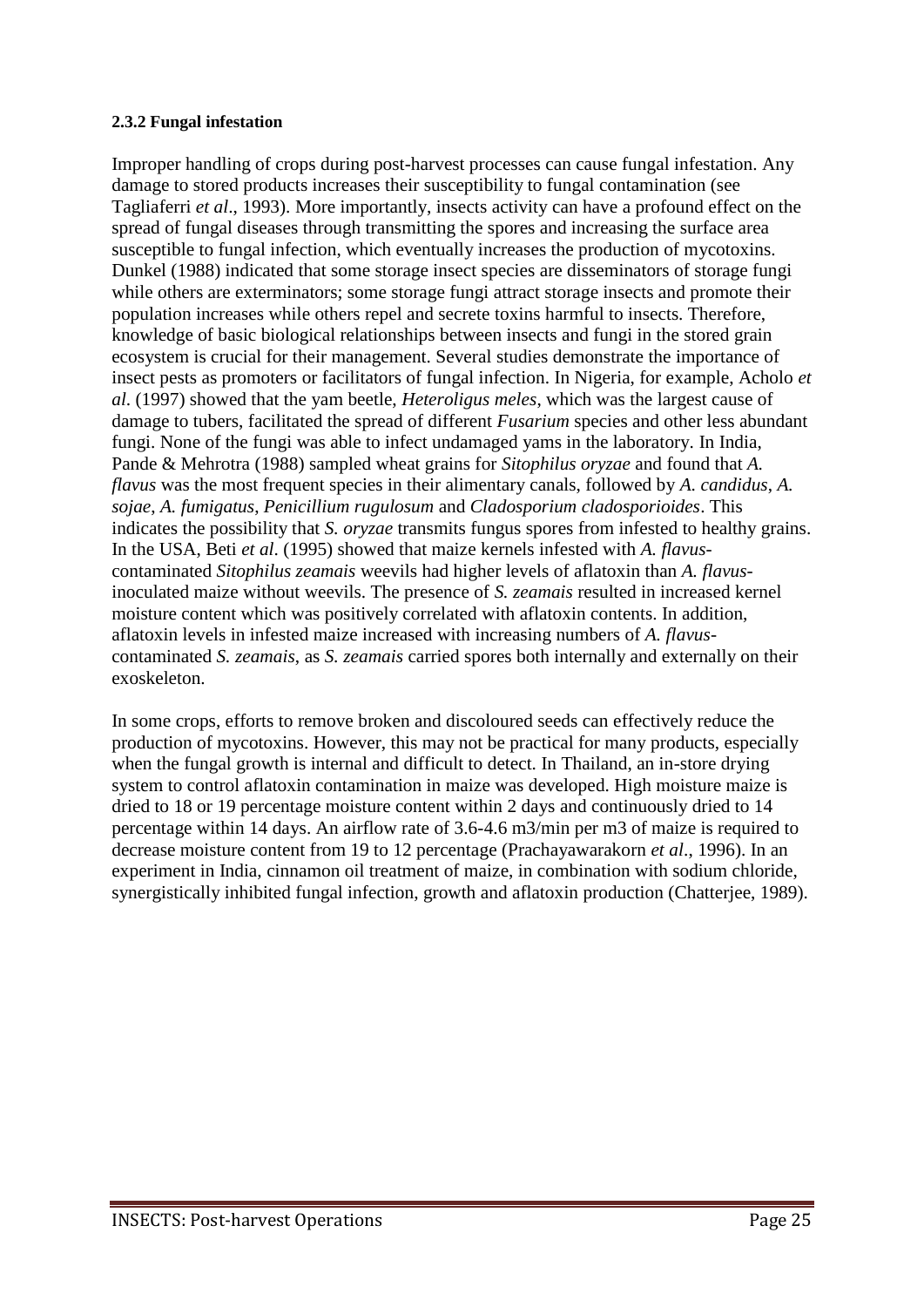**2.3.2 Fungal infestation**

Improper handling of crops during post-harvest processes can cause fungal infestation. Any damage to stored products increases their susceptibility to fungal contamination (see Tagliaferri *et al*., 1993). More importantly, insects activity can have a profound effect on the spread of fungal diseases through transmitting the spores and increasing the surface area susceptible to fungal infection, which eventually increases the production of mycotoxins. Dunkel (1988) indicated that some storage insect species are disseminators of storage fungi while others are exterminators; some storage fungi attract storage insects and promote their population increases while others repel and secrete toxins harmful to insects. Therefore, knowledge of basic biological relationships between insects and fungi in the stored grain ecosystem is crucial for their management. Several studies demonstrate the importance of insect pests as promoters or facilitators of fungal infection. In Nigeria, for example, Acholo *et al*. (1997) showed that the yam beetle, *Heteroligus meles*, which was the largest cause of damage to tubers, facilitated the spread of different *Fusarium* species and other less abundant fungi. None of the fungi was able to infect undamaged yams in the laboratory. In India, Pande & Mehrotra (1988) sampled wheat grains for *Sitophilus oryzae* and found that *A. flavus* was the most frequent species in their alimentary canals, followed by *A. candidus*, *A. sojae*, *A. fumigatus*, *Penicillium rugulosum* and *Cladosporium cladosporioides*. This indicates the possibility that *S. oryzae* transmits fungus spores from infested to healthy grains. In the USA, Beti *et al*. (1995) showed that maize kernels infested with *A. flavus*-contaminated *Sitophilus zeamais* weevils had higher levels of aflatoxin than *A. flavus*-inoculated maize without weevils. The presence of *S. zeamais* resulted in increased kernel moisture content which was positively correlated with aflatoxin contents. In addition, aflatoxin levels in infested maize increased with increasing numbers of *A. flavus*-contaminated *S. zeamais*, as *S. zeamais* carried spores both internally and externally on their exoskeleton.

In some crops, efforts to remove broken and discoloured seeds can effectively reduce the production of mycotoxins. However, this may not be practical for many products, especially when the fungal growth is internal and difficult to detect. In Thailand, an in-store drying system to control aflatoxin contamination in maize was developed. High moisture maize is dried to 18 or 19 percentage moisture content within 2 days and continuously dried to 14 percentage within 14 days. An airflow rate of 3.6-4.6 m3/min per m3 of maize is required to decrease moisture content from 19 to 12 percentage (Prachayawarakorn *et al*., 1996). In an experiment in India, cinnamon oil treatment of maize, in combination with sodium chloride, synergistically inhibited fungal infection, growth and aflatoxin production (Chatterjee, 1989).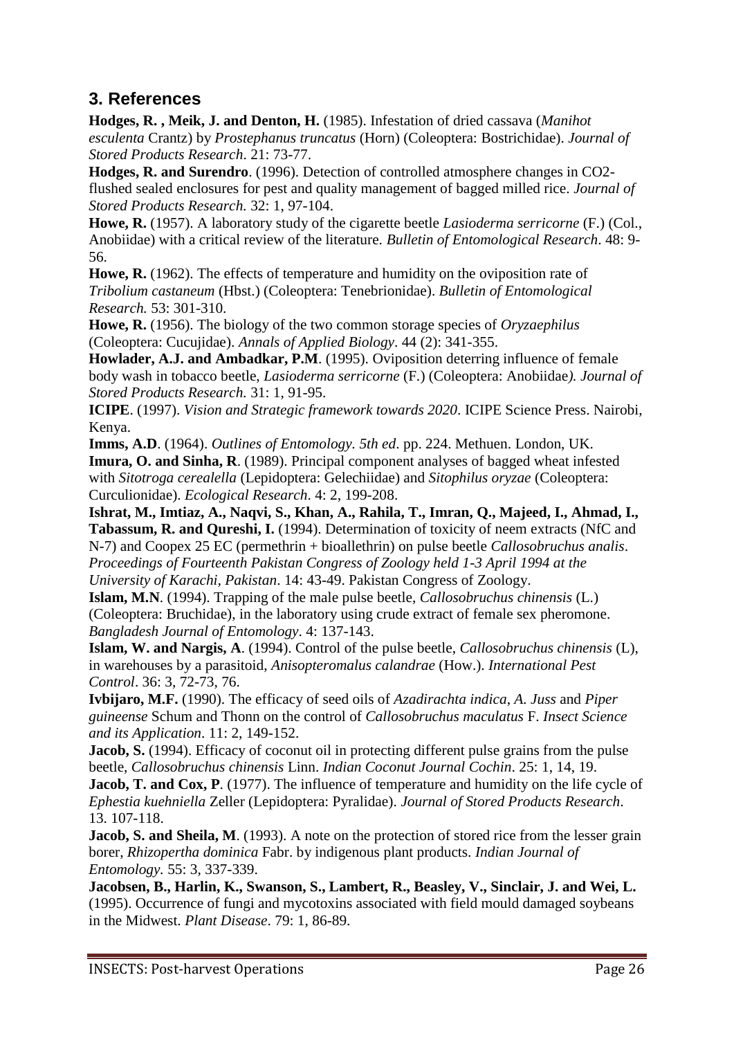## 3. References

**Hodges, R. , Meik, J. and Denton, H.** (1985). Infestation of dried cassava (*Manihot esculenta* Crantz) by *Prostephanus truncatus* (Horn) (Coleoptera: Bostrichidae). *Journal of Stored Products Research*. 21: 73-77.

**Hodges, R. and Surendro**. (1996). Detection of controlled atmosphere changes in CO2-flushed sealed enclosures for pest and quality management of bagged milled rice. *Journal of Stored Products Research.* 32: 1, 97-104.

**Howe, R.** (1957). A laboratory study of the cigarette beetle *Lasioderma serricorne* (F.) (Col., Anobiidae) with a critical review of the literature. *Bulletin of Entomological Research*. 48: 9-56.

**Howe, R.** (1962). The effects of temperature and humidity on the oviposition rate of *Tribolium castaneum* (Hbst.) (Coleoptera: Tenebrionidae). *Bulletin of Entomological Research.* 53: 301-310.

**Howe, R.** (1956). The biology of the two common storage species of *Oryzaephilus* (Coleoptera: Cucujidae). *Annals of Applied Biology*. 44 (2): 341-355.

**Howlader, A.J. and Ambadkar, P.M**. (1995). Oviposition deterring influence of female body wash in tobacco beetle, *Lasioderma serricorne* (F.) (Coleoptera: Anobiidae*). Journal of Stored Products Research.* 31: 1, 91-95.

**ICIPE**. (1997). *Vision and Strategic framework towards 2020*. ICIPE Science Press. Nairobi, Kenya.

**Imms, A.D**. (1964). *Outlines of Entomology. 5th ed*. pp. 224. Methuen. London, UK.

**Imura, O. and Sinha, R**. (1989). Principal component analyses of bagged wheat infested with *Sitotroga cerealella* (Lepidoptera: Gelechiidae) and *Sitophilus oryzae* (Coleoptera: Curculionidae). *Ecological Research*. 4: 2, 199-208.

**Ishrat, M., Imtiaz, A., Naqvi, S., Khan, A., Rahila, T., Imran, Q., Majeed, I., Ahmad, I., Tabassum, R. and Qureshi, I.** (1994). Determination of toxicity of neem extracts (NfC and N-7) and Coopex 25 EC (permethrin + bioallethrin) on pulse beetle *Callosobruchus analis*. *Proceedings of Fourteenth Pakistan Congress of Zoology held 1-3 April 1994 at the University of Karachi, Pakistan*. 14: 43-49. Pakistan Congress of Zoology.

**Islam, M.N**. (1994). Trapping of the male pulse beetle, *Callosobruchus chinensis* (L.) (Coleoptera: Bruchidae), in the laboratory using crude extract of female sex pheromone. *Bangladesh Journal of Entomology*. 4: 137-143.

**Islam, W. and Nargis, A**. (1994). Control of the pulse beetle, *Callosobruchus chinensis* (L), in warehouses by a parasitoid, *Anisopteromalus calandrae* (How.). *International Pest Control*. 36: 3, 72-73, 76.

**Ivbijaro, M.F.** (1990). The efficacy of seed oils of *Azadirachta indica*, *A. Juss* and *Piper guineense* Schum and Thonn on the control of *Callosobruchus maculatus* F. *Insect Science and its Application*. 11: 2, 149-152.

**Jacob, S.** (1994). Efficacy of coconut oil in protecting different pulse grains from the pulse beetle, *Callosobruchus chinensis* Linn. *Indian Coconut Journal Cochin*. 25: 1, 14, 19.

**Jacob, T. and Cox, P**. (1977). The influence of temperature and humidity on the life cycle of *Ephestia kuehniella* Zeller (Lepidoptera: Pyralidae). *Journal of Stored Products Research*. 13. 107-118.

**Jacob, S. and Sheila, M**. (1993). A note on the protection of stored rice from the lesser grain borer, *Rhizopertha dominica* Fabr. by indigenous plant products. *Indian Journal of Entomology.* 55: 3, 337-339.

**Jacobsen, B., Harlin, K., Swanson, S., Lambert, R., Beasley, V., Sinclair, J. and Wei, L.** (1995). Occurrence of fungi and mycotoxins associated with field mould damaged soybeans in the Midwest. *Plant Disease*. 79: 1, 86-89.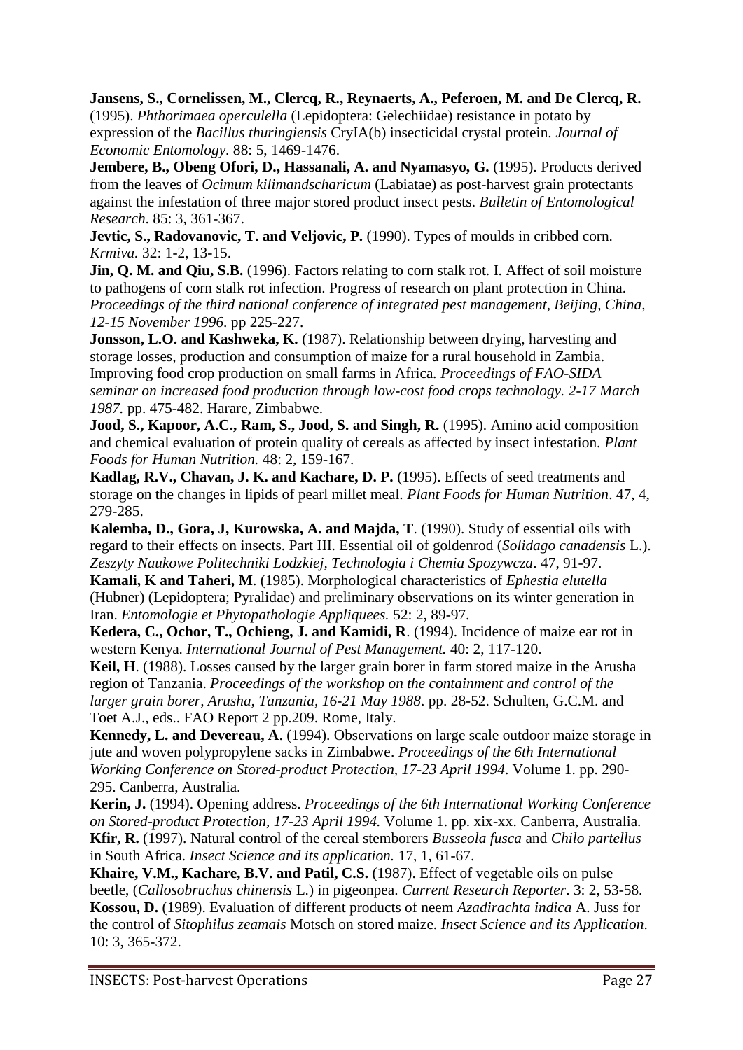**Jansens, S., Cornelissen, M., Clercq, R., Reynaerts, A., Peferoen, M. and De Clercq, R.** (1995). *Phthorimaea operculella* (Lepidoptera: Gelechiidae) resistance in potato by expression of the *Bacillus thuringiensis* CryIA(b) insecticidal crystal protein. *Journal of Economic Entomology*. 88: 5, 1469-1476.

**Jembere, B., Obeng Ofori, D., Hassanali, A. and Nyamasyo, G.** (1995). Products derived from the leaves of *Ocimum kilimandscharicum* (Labiatae) as post-harvest grain protectants against the infestation of three major stored product insect pests. *Bulletin of Entomological Research.* 85: 3, 361-367.

**Jevtic, S., Radovanovic, T. and Veljovic, P.** (1990). Types of moulds in cribbed corn. *Krmiva.* 32: 1-2, 13-15.

**Jin, Q. M. and Qiu, S.B.** (1996). Factors relating to corn stalk rot. I. Affect of soil moisture to pathogens of corn stalk rot infection. Progress of research on plant protection in China. *Proceedings of the third national conference of integrated pest management, Beijing, China, 12-15 November 1996*. pp 225-227.

**Jonsson, L.O. and Kashweka, K.** (1987). Relationship between drying, harvesting and storage losses, production and consumption of maize for a rural household in Zambia. Improving food crop production on small farms in Africa*. Proceedings of FAO-SIDA seminar on increased food production through low-cost food crops technology. 2-17 March 1987.* pp. 475-482. Harare, Zimbabwe.

**Jood, S., Kapoor, A.C., Ram, S., Jood, S. and Singh, R.** (1995). Amino acid composition and chemical evaluation of protein quality of cereals as affected by insect infestation*. Plant Foods for Human Nutrition.* 48: 2, 159-167.

**Kadlag, R.V., Chavan, J. K. and Kachare, D. P.** (1995). Effects of seed treatments and storage on the changes in lipids of pearl millet meal*. Plant Foods for Human Nutrition*. 47, 4, 279-285.

**Kalemba, D., Gora, J, Kurowska, A. and Majda, T**. (1990). Study of essential oils with regard to their effects on insects. Part III. Essential oil of goldenrod (*Solidago canadensis* L.). *Zeszyty Naukowe Politechniki Lodzkiej, Technologia i Chemia Spozywcza*. 47, 91-97.

**Kamali, K and Taheri, M**. (1985). Morphological characteristics of *Ephestia elutella* (Hubner) (Lepidoptera; Pyralidae) and preliminary observations on its winter generation in Iran. *Entomologie et Phytopathologie Appliquees.* 52: 2, 89-97.

**Kedera, C., Ochor, T., Ochieng, J. and Kamidi, R**. (1994). Incidence of maize ear rot in western Kenya*. International Journal of Pest Management.* 40: 2, 117-120.

**Keil, H**. (1988). Losses caused by the larger grain borer in farm stored maize in the Arusha region of Tanzania. *Proceedings of the workshop on the containment and control of the larger grain borer, Arusha, Tanzania, 16-21 May 1988*. pp. 28-52. Schulten, G.C.M. and Toet A.J., eds.. FAO Report 2 pp.209. Rome, Italy.

**Kennedy, L. and Devereau, A**. (1994). Observations on large scale outdoor maize storage in jute and woven polypropylene sacks in Zimbabwe. *Proceedings of the 6th International Working Conference on Stored-product Protection, 17-23 April 1994*. Volume 1. pp. 290-295. Canberra, Australia.

**Kerin, J.** (1994). Opening address. *Proceedings of the 6th International Working Conference on Stored-product Protection, 17-23 April 1994.* Volume 1. pp. xix-xx. Canberra, Australia.

**Kfir, R.** (1997). Natural control of the cereal stemborers *Busseola fusca* and *Chilo partellus* in South Africa. *Insect Science and its application.* 17, 1, 61-67.

**Khaire, V.M., Kachare, B.V. and Patil, C.S.** (1987). Effect of vegetable oils on pulse beetle, (*Callosobruchus chinensis* L.) in pigeonpea. *Current Research Reporter*. 3: 2, 53-58.

**Kossou, D.** (1989). Evaluation of different products of neem *Azadirachta indica* A. Juss for the control of *Sitophilus zeamais* Motsch on stored maize*. Insect Science and its Application*. 10: 3, 365-372.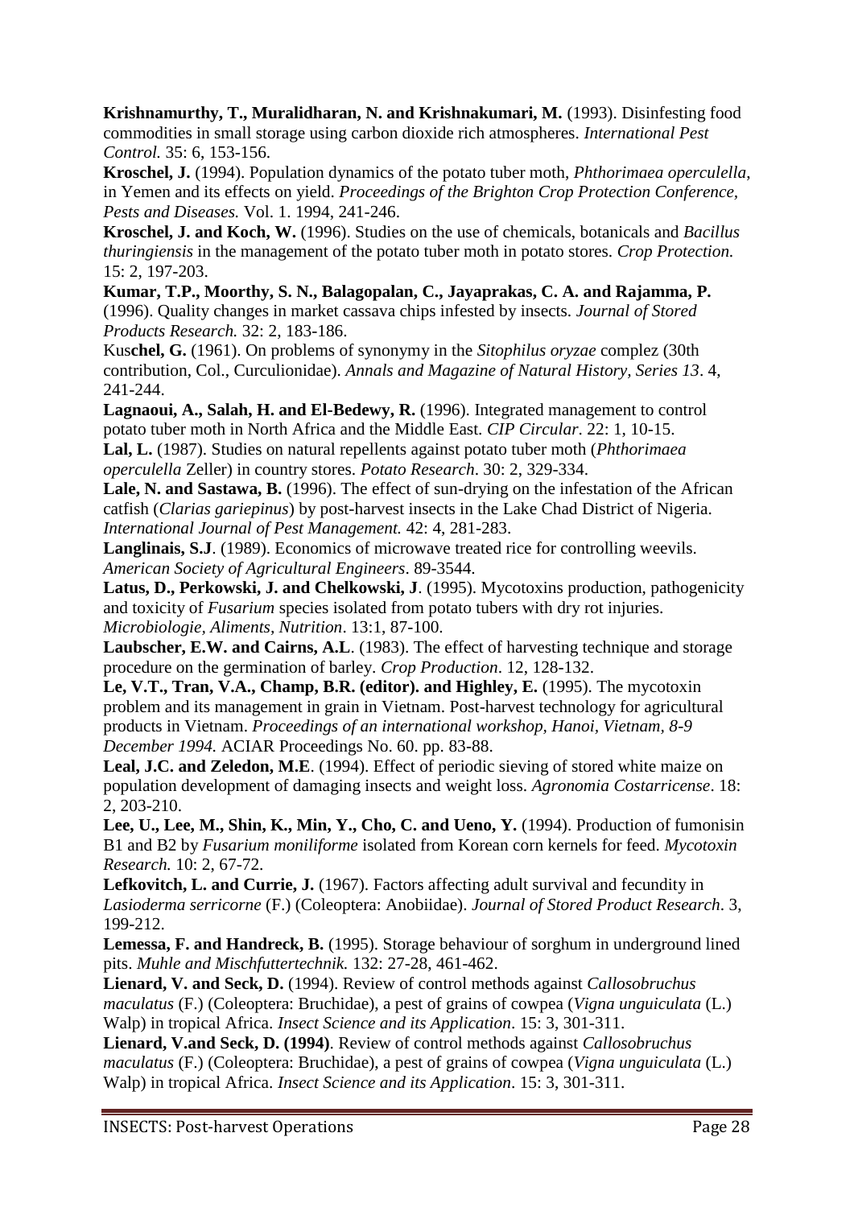**Krishnamurthy, T., Muralidharan, N. and Krishnakumari, M.** (1993). Disinfesting food commodities in small storage using carbon dioxide rich atmospheres. *International Pest Control.* 35: 6, 153-156.

**Kroschel, J.** (1994). Population dynamics of the potato tuber moth, *Phthorimaea operculella*, in Yemen and its effects on yield. *Proceedings of the Brighton Crop Protection Conference, Pests and Diseases.* Vol. 1. 1994, 241-246.

**Kroschel, J. and Koch, W.** (1996). Studies on the use of chemicals, botanicals and *Bacillus thuringiensis* in the management of the potato tuber moth in potato stores. *Crop Protection.* 15: 2, 197-203.

**Kumar, T.P., Moorthy, S. N., Balagopalan, C., Jayaprakas, C. A. and Rajamma, P.** (1996). Quality changes in market cassava chips infested by insects. *Journal of Stored Products Research.* 32: 2, 183-186.

Kus**chel, G.** (1961). On problems of synonymy in the *Sitophilus oryzae* complez (30th contribution, Col., Curculionidae). *Annals and Magazine of Natural History, Series 13*. 4, 241-244.

**Lagnaoui, A., Salah, H. and El-Bedewy, R.** (1996). Integrated management to control potato tuber moth in North Africa and the Middle East. *CIP Circular*. 22: 1, 10-15.

**Lal, L.** (1987). Studies on natural repellents against potato tuber moth (*Phthorimaea operculella* Zeller) in country stores. *Potato Research*. 30: 2, 329-334.

**Lale, N. and Sastawa, B.** (1996). The effect of sun-drying on the infestation of the African catfish (*Clarias gariepinus*) by post-harvest insects in the Lake Chad District of Nigeria. *International Journal of Pest Management.* 42: 4, 281-283.

**Langlinais, S.J**. (1989). Economics of microwave treated rice for controlling weevils. *American Society of Agricultural Engineers*. 89-3544.

**Latus, D., Perkowski, J. and Chelkowski, J**. (1995). Mycotoxins production, pathogenicity and toxicity of *Fusarium* species isolated from potato tubers with dry rot injuries. *Microbiologie, Aliments, Nutrition*. 13:1, 87-100.

**Laubscher, E.W. and Cairns, A.L**. (1983). The effect of harvesting technique and storage procedure on the germination of barley. *Crop Production*. 12, 128-132.

**Le, V.T., Tran, V.A., Champ, B.R. (editor). and Highley, E.** (1995). The mycotoxin problem and its management in grain in Vietnam. Post-harvest technology for agricultural products in Vietnam. *Proceedings of an international workshop, Hanoi, Vietnam, 8-9 December 1994.* ACIAR Proceedings No. 60. pp. 83-88.

**Leal, J.C. and Zeledon, M.E**. (1994). Effect of periodic sieving of stored white maize on population development of damaging insects and weight loss. *Agronomia Costarricense*. 18: 2, 203-210.

**Lee, U., Lee, M., Shin, K., Min, Y., Cho, C. and Ueno, Y.** (1994). Production of fumonisin B1 and B2 by *Fusarium moniliforme* isolated from Korean corn kernels for feed. *Mycotoxin Research.* 10: 2, 67-72.

**Lefkovitch, L. and Currie, J.** (1967). Factors affecting adult survival and fecundity in *Lasioderma serricorne* (F.) (Coleoptera: Anobiidae). *Journal of Stored Product Research*. 3, 199-212.

**Lemessa, F. and Handreck, B.** (1995). Storage behaviour of sorghum in underground lined pits. *Muhle and Mischfuttertechnik.* 132: 27-28, 461-462.

**Lienard, V. and Seck, D.** (1994). Review of control methods against *Callosobruchus maculatus* (F.) (Coleoptera: Bruchidae), a pest of grains of cowpea (*Vigna unguiculata* (L.) Walp) in tropical Africa. *Insect Science and its Application*. 15: 3, 301-311.

**Lienard, V.and Seck, D. (1994)**. Review of control methods against *Callosobruchus maculatus* (F.) (Coleoptera: Bruchidae), a pest of grains of cowpea (*Vigna unguiculata* (L.) Walp) in tropical Africa. *Insect Science and its Application*. 15: 3, 301-311.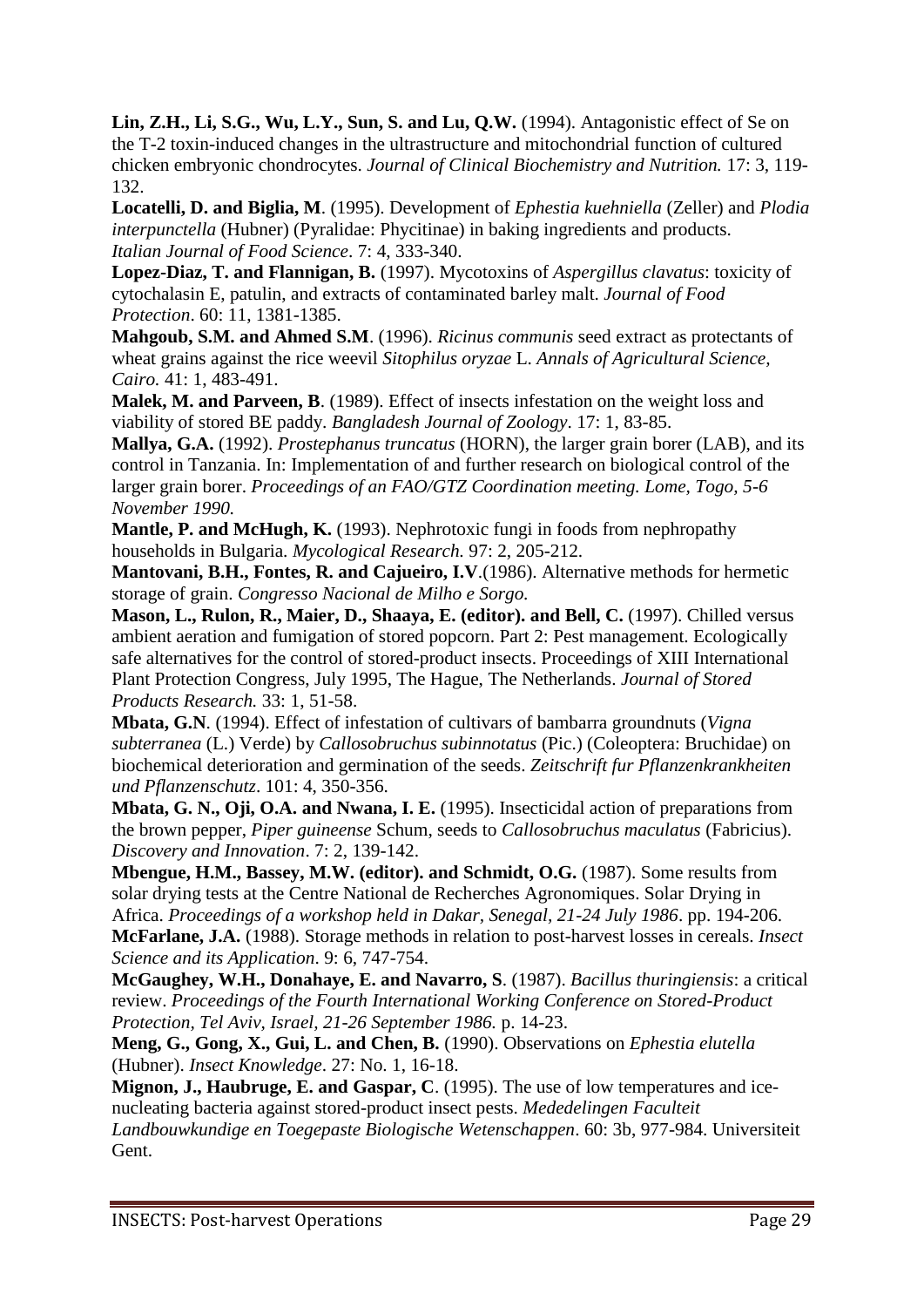**Lin, Z.H., Li, S.G., Wu, L.Y., Sun, S. and Lu, Q.W.** (1994). Antagonistic effect of Se on the T-2 toxin-induced changes in the ultrastructure and mitochondrial function of cultured chicken embryonic chondrocytes. *Journal of Clinical Biochemistry and Nutrition.* 17: 3, 119-132.

**Locatelli, D. and Biglia, M**. (1995). Development of *Ephestia kuehniella* (Zeller) and *Plodia interpunctella* (Hubner) (Pyralidae: Phycitinae) in baking ingredients and products. *Italian Journal of Food Science*. 7: 4, 333-340.

**Lopez-Diaz, T. and Flannigan, B.** (1997). Mycotoxins of *Aspergillus clavatus*: toxicity of cytochalasin E, patulin, and extracts of contaminated barley malt. *Journal of Food Protection*. 60: 11, 1381-1385.

**Mahgoub, S.M. and Ahmed S.M**. (1996). *Ricinus communis* seed extract as protectants of wheat grains against the rice weevil *Sitophilus oryzae* L. *Annals of Agricultural Science, Cairo.* 41: 1, 483-491.

**Malek, M. and Parveen, B**. (1989). Effect of insects infestation on the weight loss and viability of stored BE paddy. *Bangladesh Journal of Zoology*. 17: 1, 83-85.

**Mallya, G.A.** (1992). *Prostephanus truncatus* (HORN), the larger grain borer (LAB), and its control in Tanzania. In: Implementation of and further research on biological control of the larger grain borer. *Proceedings of an FAO/GTZ Coordination meeting. Lome, Togo, 5-6 November 1990.*

**Mantle, P. and McHugh, K.** (1993). Nephrotoxic fungi in foods from nephropathy households in Bulgaria. *Mycological Research.* 97: 2, 205-212.

**Mantovani, B.H., Fontes, R. and Cajueiro, I.V**.(1986). Alternative methods for hermetic storage of grain. *Congresso Nacional de Milho e Sorgo.*

**Mason, L., Rulon, R., Maier, D., Shaaya, E. (editor). and Bell, C.** (1997). Chilled versus ambient aeration and fumigation of stored popcorn. Part 2: Pest management. Ecologically safe alternatives for the control of stored-product insects. Proceedings of XIII International Plant Protection Congress, July 1995, The Hague, The Netherlands. *Journal of Stored Products Research.* 33: 1, 51-58.

**Mbata, G.N**. (1994). Effect of infestation of cultivars of bambarra groundnuts (*Vigna subterranea* (L.) Verde) by *Callosobruchus subinnotatus* (Pic.) (Coleoptera: Bruchidae) on biochemical deterioration and germination of the seeds. *Zeitschrift fur Pflanzenkrankheiten und Pflanzenschutz*. 101: 4, 350-356.

**Mbata, G. N., Oji, O.A. and Nwana, I. E.** (1995). Insecticidal action of preparations from the brown pepper, *Piper guineense* Schum, seeds to *Callosobruchus maculatus* (Fabricius). *Discovery and Innovation*. 7: 2, 139-142.

**Mbengue, H.M., Bassey, M.W. (editor). and Schmidt, O.G.** (1987). Some results from solar drying tests at the Centre National de Recherches Agronomiques. Solar Drying in Africa. *Proceedings of a workshop held in Dakar, Senegal, 21-24 July 1986*. pp. 194-206.

**McFarlane, J.A.** (1988). Storage methods in relation to post-harvest losses in cereals. *Insect Science and its Application*. 9: 6, 747-754.

**McGaughey, W.H., Donahaye, E. and Navarro, S**. (1987). *Bacillus thuringiensis*: a critical review. *Proceedings of the Fourth International Working Conference on Stored-Product Protection, Tel Aviv, Israel, 21-26 September 1986.* p. 14-23.

**Meng, G., Gong, X., Gui, L. and Chen, B.** (1990). Observations on *Ephestia elutella* (Hubner). *Insect Knowledge*. 27: No. 1, 16-18.

**Mignon, J., Haubruge, E. and Gaspar, C**. (1995). The use of low temperatures and ice-nucleating bacteria against stored-product insect pests. *Mededelingen Faculteit Landbouwkundige en Toegepaste Biologische Wetenschappen*. 60: 3b, 977-984. Universiteit Gent.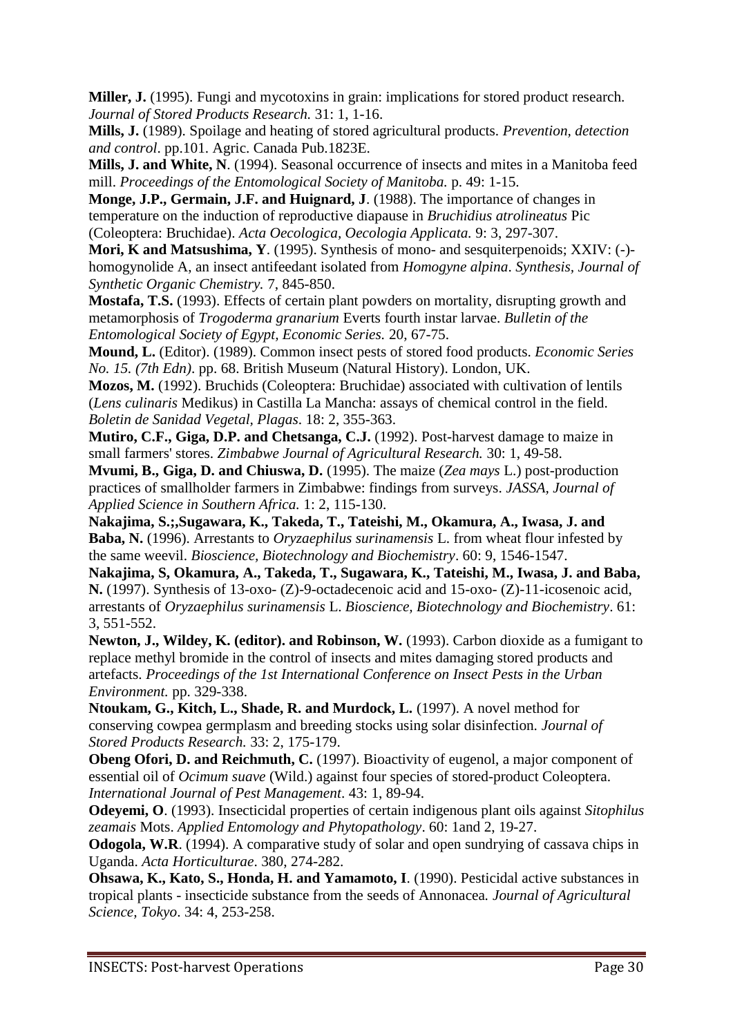**Miller, J.** (1995). Fungi and mycotoxins in grain: implications for stored product research. *Journal of Stored Products Research.* 31: 1, 1-16.

**Mills, J.** (1989). Spoilage and heating of stored agricultural products. *Prevention, detection and control*. pp.101. Agric. Canada Pub.1823E.

**Mills, J. and White, N**. (1994). Seasonal occurrence of insects and mites in a Manitoba feed mill. *Proceedings of the Entomological Society of Manitoba.* p. 49: 1-15.

**Monge, J.P., Germain, J.F. and Huignard, J**. (1988). The importance of changes in temperature on the induction of reproductive diapause in *Bruchidius atrolineatus* Pic (Coleoptera: Bruchidae). *Acta Oecologica, Oecologia Applicata.* 9: 3, 297-307.

**Mori, K and Matsushima, Y**. (1995). Synthesis of mono- and sesquiterpenoids; XXIV: (-)-homogynolide A, an insect antifeedant isolated from *Homogyne alpina*. *Synthesis, Journal of Synthetic Organic Chemistry.* 7, 845-850.

**Mostafa, T.S.** (1993). Effects of certain plant powders on mortality, disrupting growth and metamorphosis of *Trogoderma granarium* Everts fourth instar larvae. *Bulletin of the Entomological Society of Egypt, Economic Series.* 20, 67-75.

**Mound, L.** (Editor). (1989). Common insect pests of stored food products. *Economic Series No. 15. (7th Edn)*. pp. 68. British Museum (Natural History). London, UK.

**Mozos, M.** (1992). Bruchids (Coleoptera: Bruchidae) associated with cultivation of lentils (*Lens culinaris* Medikus) in Castilla La Mancha: assays of chemical control in the field. *Boletin de Sanidad Vegetal, Plagas*. 18: 2, 355-363.

**Mutiro, C.F., Giga, D.P. and Chetsanga, C.J.** (1992). Post-harvest damage to maize in small farmers' stores. *Zimbabwe Journal of Agricultural Research.* 30: 1, 49-58.

**Mvumi, B., Giga, D. and Chiuswa, D.** (1995). The maize (*Zea mays* L.) post-production practices of smallholder farmers in Zimbabwe: findings from surveys. *JASSA, Journal of Applied Science in Southern Africa.* 1: 2, 115-130.

**Nakajima, S.;,Sugawara, K., Takeda, T., Tateishi, M., Okamura, A., Iwasa, J. and Baba, N.** (1996). Arrestants to *Oryzaephilus surinamensis* L. from wheat flour infested by the same weevil. *Bioscience, Biotechnology and Biochemistry*. 60: 9, 1546-1547.

**Nakajima, S, Okamura, A., Takeda, T., Sugawara, K., Tateishi, M., Iwasa, J. and Baba, N.** (1997). Synthesis of 13-oxo- (Z)-9-octadecenoic acid and 15-oxo- (Z)-11-icosenoic acid, arrestants of *Oryzaephilus surinamensis* L. *Bioscience, Biotechnology and Biochemistry*. 61: 3, 551-552.

**Newton, J., Wildey, K. (editor). and Robinson, W.** (1993). Carbon dioxide as a fumigant to replace methyl bromide in the control of insects and mites damaging stored products and artefacts. *Proceedings of the 1st International Conference on Insect Pests in the Urban Environment.* pp. 329-338.

**Ntoukam, G., Kitch, L., Shade, R. and Murdock, L.** (1997). A novel method for conserving cowpea germplasm and breeding stocks using solar disinfection. *Journal of Stored Products Research.* 33: 2, 175-179.

**Obeng Ofori, D. and Reichmuth, C.** (1997). Bioactivity of eugenol, a major component of essential oil of *Ocimum suave* (Wild.) against four species of stored-product Coleoptera. *International Journal of Pest Management*. 43: 1, 89-94.

**Odeyemi, O**. (1993). Insecticidal properties of certain indigenous plant oils against *Sitophilus zeamais* Mots. *Applied Entomology and Phytopathology*. 60: 1and 2, 19-27.

**Odogola, W.R**. (1994). A comparative study of solar and open sundrying of cassava chips in Uganda. *Acta Horticulturae*. 380, 274-282.

**Ohsawa, K., Kato, S., Honda, H. and Yamamoto, I**. (1990). Pesticidal active substances in tropical plants - insecticide substance from the seeds of Annonacea. *Journal of Agricultural Science, Tokyo*. 34: 4, 253-258.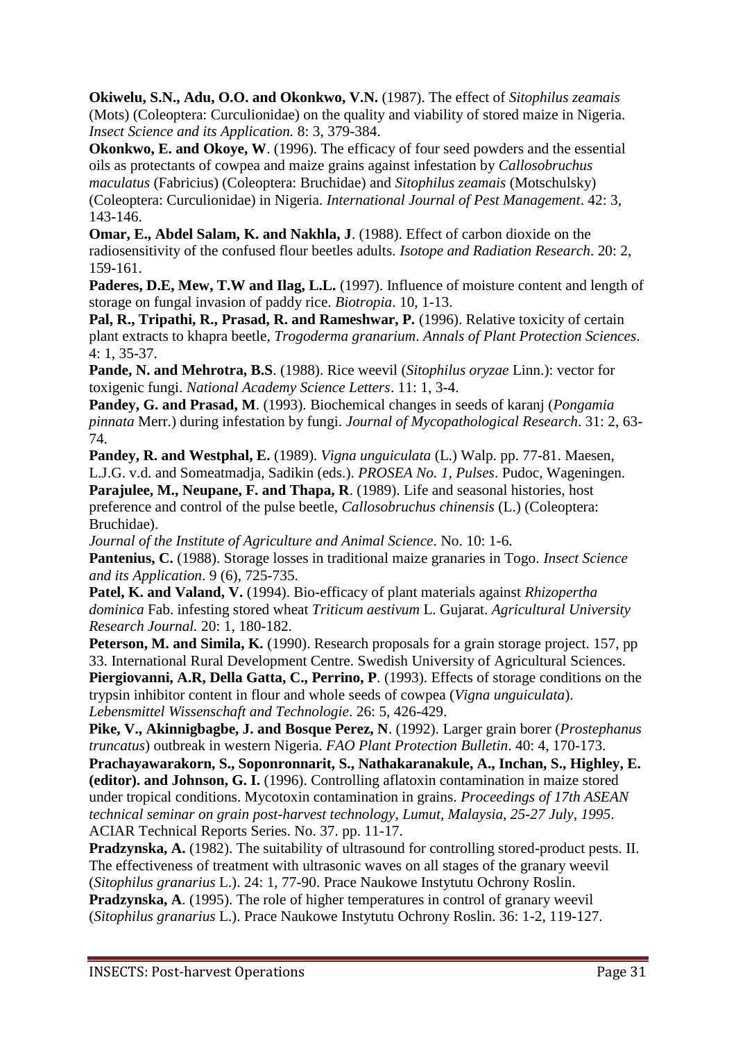**Okiwelu, S.N., Adu, O.O. and Okonkwo, V.N.** (1987). The effect of *Sitophilus zeamais* (Mots) (Coleoptera: Curculionidae) on the quality and viability of stored maize in Nigeria. *Insect Science and its Application.* 8: 3, 379-384.

**Okonkwo, E. and Okoye, W**. (1996). The efficacy of four seed powders and the essential oils as protectants of cowpea and maize grains against infestation by *Callosobruchus maculatus* (Fabricius) (Coleoptera: Bruchidae) and *Sitophilus zeamais* (Motschulsky) (Coleoptera: Curculionidae) in Nigeria. *International Journal of Pest Management*. 42: 3, 143-146.

**Omar, E., Abdel Salam, K. and Nakhla, J**. (1988). Effect of carbon dioxide on the radiosensitivity of the confused flour beetles adults. *Isotope and Radiation Research*. 20: 2, 159-161.

**Paderes, D.E, Mew, T.W and Ilag, L.L.** (1997). Influence of moisture content and length of storage on fungal invasion of paddy rice. *Biotropia*. 10, 1-13.

**Pal, R., Tripathi, R., Prasad, R. and Rameshwar, P.** (1996). Relative toxicity of certain plant extracts to khapra beetle, *Trogoderma granarium*. *Annals of Plant Protection Sciences*. 4: 1, 35-37.

**Pande, N. and Mehrotra, B.S**. (1988). Rice weevil (*Sitophilus oryzae* Linn.): vector for toxigenic fungi. *National Academy Science Letters*. 11: 1, 3-4.

**Pandey, G. and Prasad, M**. (1993). Biochemical changes in seeds of karanj (*Pongamia pinnata* Merr.) during infestation by fungi. *Journal of Mycopathological Research*. 31: 2, 63-74.

**Pandey, R. and Westphal, E.** (1989). *Vigna unguiculata* (L.) Walp. pp. 77-81. Maesen, L.J.G. v.d. and Someatmadja, Sadikin (eds.). *PROSEA No. 1, Pulses*. Pudoc, Wageningen.

**Parajulee, M., Neupane, F. and Thapa, R**. (1989). Life and seasonal histories, host preference and control of the pulse beetle, *Callosobruchus chinensis* (L.) (Coleoptera: Bruchidae).
*Journal of the Institute of Agriculture and Animal Science*. No. 10: 1-6.

**Pantenius, C.** (1988). Storage losses in traditional maize granaries in Togo. *Insect Science and its Application*. 9 (6), 725-735.

**Patel, K. and Valand, V.** (1994). Bio-efficacy of plant materials against *Rhizopertha dominica* Fab. infesting stored wheat *Triticum aestivum* L. Gujarat. *Agricultural University Research Journal.* 20: 1, 180-182.

**Peterson, M. and Simila, K.** (1990). Research proposals for a grain storage project. 157, pp 33. International Rural Development Centre. Swedish University of Agricultural Sciences.

**Piergiovanni, A.R, Della Gatta, C., Perrino, P**. (1993). Effects of storage conditions on the trypsin inhibitor content in flour and whole seeds of cowpea (*Vigna unguiculata*). *Lebensmittel Wissenschaft and Technologie*. 26: 5, 426-429.

**Pike, V., Akinnigbagbe, J. and Bosque Perez, N**. (1992). Larger grain borer (*Prostephanus truncatus*) outbreak in western Nigeria. *FAO Plant Protection Bulletin*. 40: 4, 170-173.

**Prachayawarakorn, S., Soponronnarit, S., Nathakaranakule, A., Inchan, S., Highley, E. (editor). and Johnson, G. I.** (1996). Controlling aflatoxin contamination in maize stored under tropical conditions. Mycotoxin contamination in grains. *Proceedings of 17th ASEAN technical seminar on grain post-harvest technology, Lumut, Malaysia, 25-27 July, 1995*. ACIAR Technical Reports Series. No. 37. pp. 11-17.

**Pradzynska, A.** (1982). The suitability of ultrasound for controlling stored-product pests. II. The effectiveness of treatment with ultrasonic waves on all stages of the granary weevil (*Sitophilus granarius* L.). 24: 1, 77-90. Prace Naukowe Instytutu Ochrony Roslin.

**Pradzynska, A**. (1995). The role of higher temperatures in control of granary weevil (*Sitophilus granarius* L.). Prace Naukowe Instytutu Ochrony Roslin. 36: 1-2, 119-127.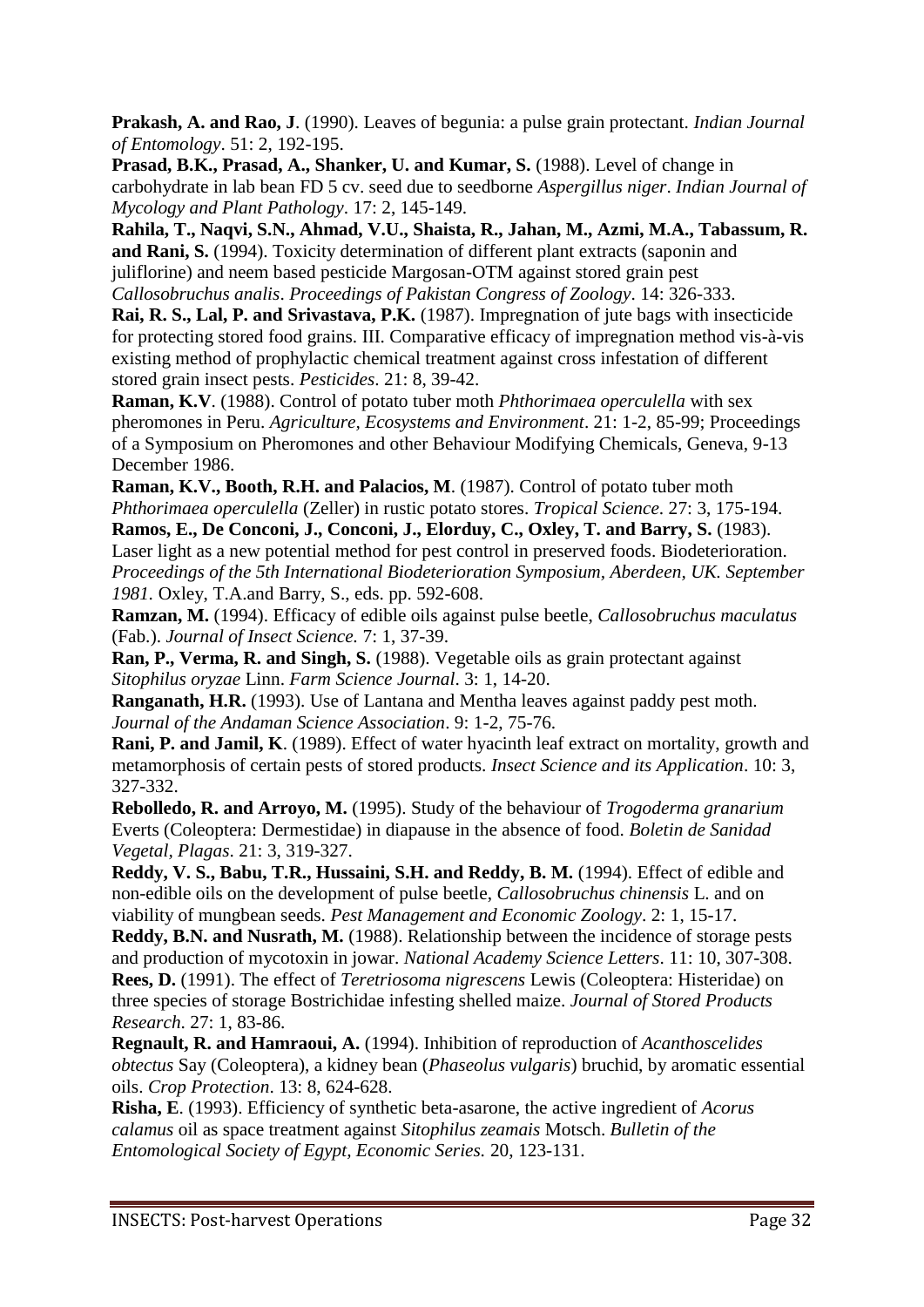**Prakash, A. and Rao, J**. (1990). Leaves of begunia: a pulse grain protectant. *Indian Journal of Entomology*. 51: 2, 192-195.

**Prasad, B.K., Prasad, A., Shanker, U. and Kumar, S.** (1988). Level of change in carbohydrate in lab bean FD 5 cv. seed due to seedborne *Aspergillus niger*. *Indian Journal of Mycology and Plant Pathology*. 17: 2, 145-149.

**Rahila, T., Naqvi, S.N., Ahmad, V.U., Shaista, R., Jahan, M., Azmi, M.A., Tabassum, R. and Rani, S.** (1994). Toxicity determination of different plant extracts (saponin and juliflorine) and neem based pesticide Margosan-OTM against stored grain pest *Callosobruchus analis*. *Proceedings of Pakistan Congress of Zoology*. 14: 326-333.

**Rai, R. S., Lal, P. and Srivastava, P.K.** (1987). Impregnation of jute bags with insecticide for protecting stored food grains. III. Comparative efficacy of impregnation method vis-à-vis existing method of prophylactic chemical treatment against cross infestation of different stored grain insect pests. *Pesticides*. 21: 8, 39-42.

**Raman, K.V**. (1988). Control of potato tuber moth *Phthorimaea operculella* with sex pheromones in Peru. *Agriculture, Ecosystems and Environment*. 21: 1-2, 85-99; Proceedings of a Symposium on Pheromones and other Behaviour Modifying Chemicals, Geneva, 9-13 December 1986.

**Raman, K.V., Booth, R.H. and Palacios, M**. (1987). Control of potato tuber moth *Phthorimaea operculella* (Zeller) in rustic potato stores. *Tropical Science*. 27: 3, 175-194.

**Ramos, E., De Conconi, J., Conconi, J., Elorduy, C., Oxley, T. and Barry, S.** (1983). Laser light as a new potential method for pest control in preserved foods. Biodeterioration. *Proceedings of the 5th International Biodeterioration Symposium, Aberdeen, UK. September 1981*. Oxley, T.A.and Barry, S., eds. pp. 592-608.

**Ramzan, M.** (1994). Efficacy of edible oils against pulse beetle, *Callosobruchus maculatus* (Fab.). *Journal of Insect Science.* 7: 1, 37-39.

**Ran, P., Verma, R. and Singh, S.** (1988). Vegetable oils as grain protectant against *Sitophilus oryzae* Linn. *Farm Science Journal*. 3: 1, 14-20.

**Ranganath, H.R.** (1993). Use of Lantana and Mentha leaves against paddy pest moth. *Journal of the Andaman Science Association*. 9: 1-2, 75-76.

**Rani, P. and Jamil, K**. (1989). Effect of water hyacinth leaf extract on mortality, growth and metamorphosis of certain pests of stored products. *Insect Science and its Application*. 10: 3, 327-332.

**Rebolledo, R. and Arroyo, M.** (1995). Study of the behaviour of *Trogoderma granarium* Everts (Coleoptera: Dermestidae) in diapause in the absence of food. *Boletin de Sanidad Vegetal, Plagas*. 21: 3, 319-327.

**Reddy, V. S., Babu, T.R., Hussaini, S.H. and Reddy, B. M.** (1994). Effect of edible and non-edible oils on the development of pulse beetle, *Callosobruchus chinensis* L. and on viability of mungbean seeds. *Pest Management and Economic Zoology*. 2: 1, 15-17.

**Reddy, B.N. and Nusrath, M.** (1988). Relationship between the incidence of storage pests and production of mycotoxin in jowar. *National Academy Science Letters*. 11: 10, 307-308.

**Rees, D.** (1991). The effect of *Teretriosoma nigrescens* Lewis (Coleoptera: Histeridae) on three species of storage Bostrichidae infesting shelled maize. *Journal of Stored Products Research*. 27: 1, 83-86.

**Regnault, R. and Hamraoui, A.** (1994). Inhibition of reproduction of *Acanthoscelides obtectus* Say (Coleoptera), a kidney bean (*Phaseolus vulgaris*) bruchid, by aromatic essential oils. *Crop Protection*. 13: 8, 624-628.

**Risha, E**. (1993). Efficiency of synthetic beta-asarone, the active ingredient of *Acorus calamus* oil as space treatment against *Sitophilus zeamais* Motsch. *Bulletin of the Entomological Society of Egypt, Economic Series.* 20, 123-131.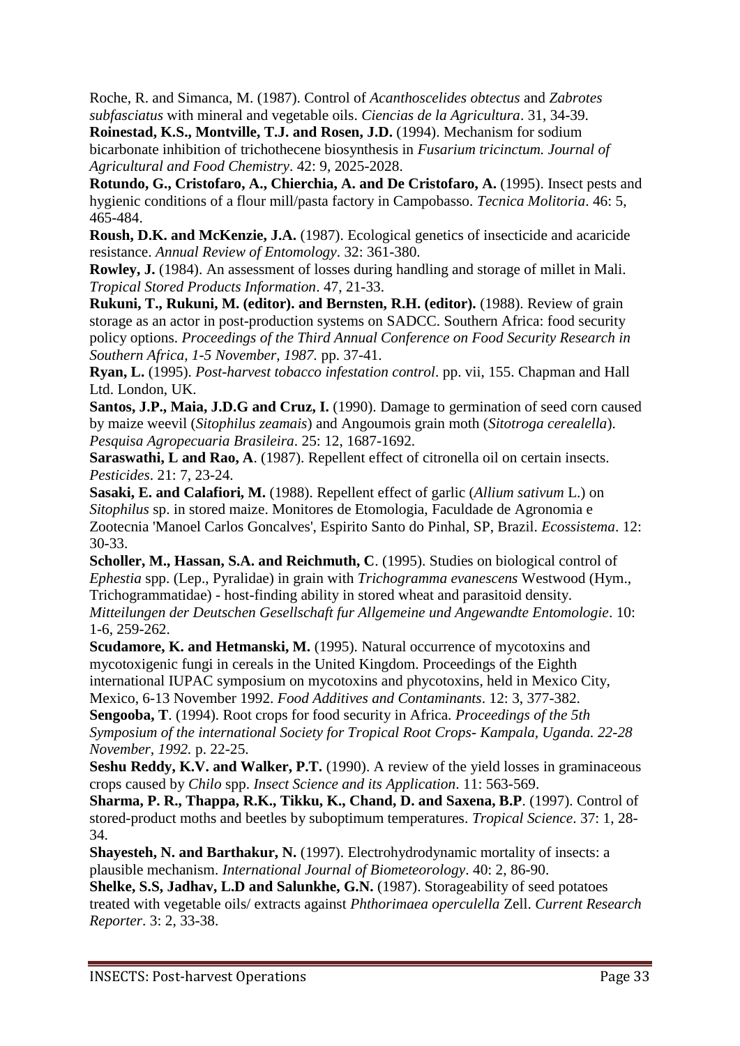Roche, R. and Simanca, M. (1987). Control of *Acanthoscelides obtectus* and *Zabrotes subfasciatus* with mineral and vegetable oils. *Ciencias de la Agricultura*. 31, 34-39.

**Roinestad, K.S., Montville, T.J. and Rosen, J.D.** (1994). Mechanism for sodium bicarbonate inhibition of trichothecene biosynthesis in *Fusarium tricinctum. Journal of Agricultural and Food Chemistry*. 42: 9, 2025-2028.

**Rotundo, G., Cristofaro, A., Chierchia, A. and De Cristofaro, A.** (1995). Insect pests and hygienic conditions of a flour mill/pasta factory in Campobasso. *Tecnica Molitoria*. 46: 5, 465-484.

**Roush, D.K. and McKenzie, J.A.** (1987). Ecological genetics of insecticide and acaricide resistance. *Annual Review of Entomology*. 32: 361-380.

**Rowley, J.** (1984). An assessment of losses during handling and storage of millet in Mali. *Tropical Stored Products Information*. 47, 21-33.

**Rukuni, T., Rukuni, M. (editor). and Bernsten, R.H. (editor).** (1988). Review of grain storage as an actor in post-production systems on SADCC. Southern Africa: food security policy options. *Proceedings of the Third Annual Conference on Food Security Research in Southern Africa, 1-5 November, 1987.* pp. 37-41.

**Ryan, L.** (1995). *Post-harvest tobacco infestation control*. pp. vii, 155. Chapman and Hall Ltd. London, UK.

**Santos, J.P., Maia, J.D.G and Cruz, I.** (1990). Damage to germination of seed corn caused by maize weevil (*Sitophilus zeamais*) and Angoumois grain moth (*Sitotroga cerealella*). *Pesquisa Agropecuaria Brasileira*. 25: 12, 1687-1692.

**Saraswathi, L and Rao, A**. (1987). Repellent effect of citronella oil on certain insects. *Pesticides*. 21: 7, 23-24.

**Sasaki, E. and Calafiori, M.** (1988). Repellent effect of garlic (*Allium sativum* L.) on *Sitophilus* sp. in stored maize. Monitores de Etomologia, Faculdade de Agronomia e Zootecnia 'Manoel Carlos Goncalves', Espirito Santo do Pinhal, SP, Brazil. *Ecossistema*. 12: 30-33.

**Scholler, M., Hassan, S.A. and Reichmuth, C**. (1995). Studies on biological control of *Ephestia* spp. (Lep., Pyralidae) in grain with *Trichogramma evanescens* Westwood (Hym., Trichogrammatidae) - host-finding ability in stored wheat and parasitoid density. *Mitteilungen der Deutschen Gesellschaft fur Allgemeine und Angewandte Entomologie*. 10: 1-6, 259-262.

**Scudamore, K. and Hetmanski, M.** (1995). Natural occurrence of mycotoxins and mycotoxigenic fungi in cereals in the United Kingdom. Proceedings of the Eighth international IUPAC symposium on mycotoxins and phycotoxins, held in Mexico City, Mexico, 6-13 November 1992. *Food Additives and Contaminants*. 12: 3, 377-382.

**Sengooba, T**. (1994). Root crops for food security in Africa. *Proceedings of the 5th Symposium of the international Society for Tropical Root Crops- Kampala, Uganda. 22-28 November, 1992.* p. 22-25.

**Seshu Reddy, K.V. and Walker, P.T.** (1990). A review of the yield losses in graminaceous crops caused by *Chilo* spp. *Insect Science and its Application*. 11: 563-569.

**Sharma, P. R., Thappa, R.K., Tikku, K., Chand, D. and Saxena, B.P**. (1997). Control of stored-product moths and beetles by suboptimum temperatures. *Tropical Science*. 37: 1, 28-34.

**Shayesteh, N. and Barthakur, N.** (1997). Electrohydrodynamic mortality of insects: a plausible mechanism. *International Journal of Biometeorology*. 40: 2, 86-90.

**Shelke, S.S, Jadhav, L.D and Salunkhe, G.N.** (1987). Storageability of seed potatoes treated with vegetable oils/ extracts against *Phthorimaea operculella* Zell. *Current Research Reporter*. 3: 2, 33-38.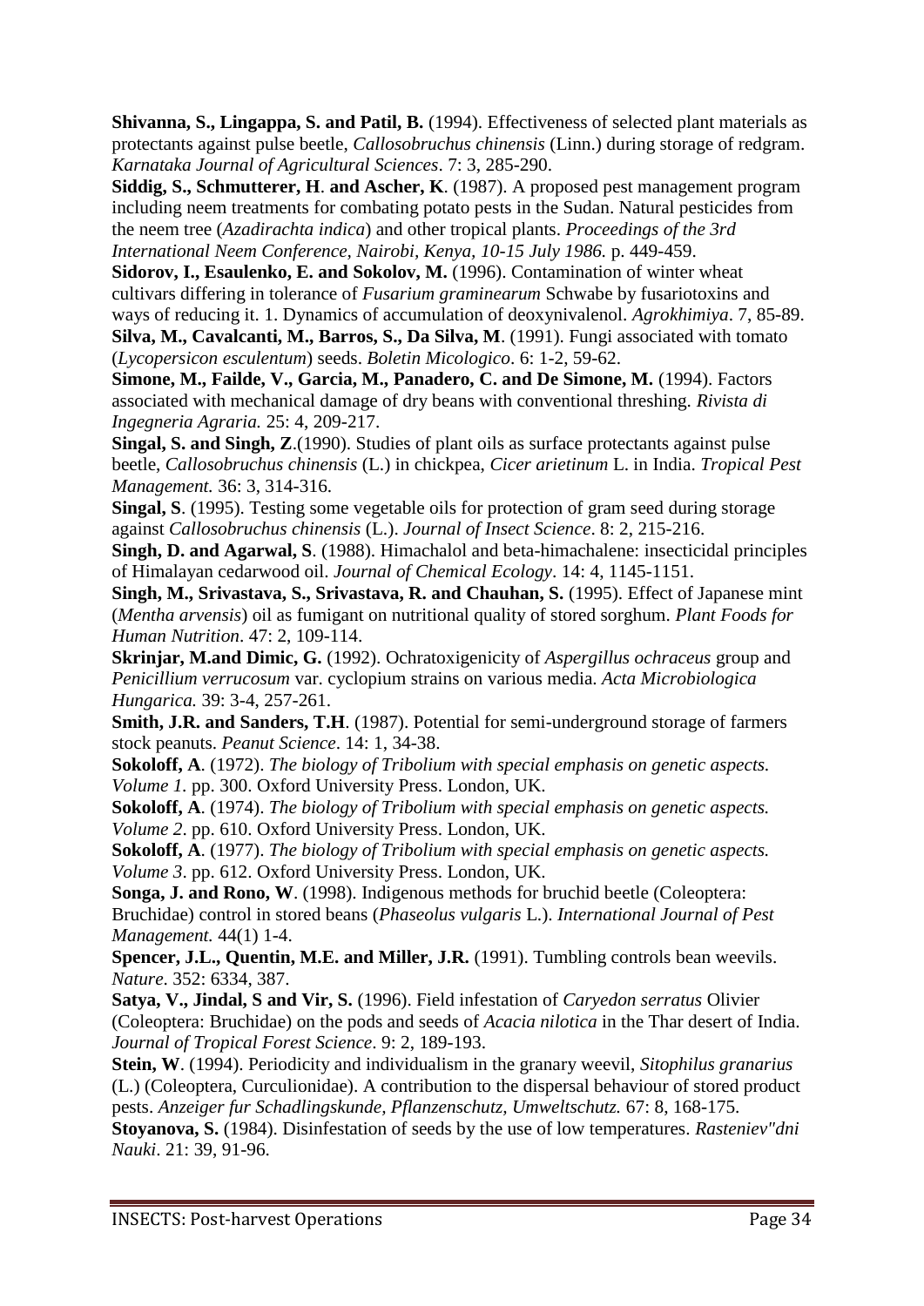**Shivanna, S., Lingappa, S. and Patil, B.** (1994). Effectiveness of selected plant materials as protectants against pulse beetle, *Callosobruchus chinensis* (Linn.) during storage of redgram. *Karnataka Journal of Agricultural Sciences*. 7: 3, 285-290.

**Siddig, S., Schmutterer, H**. **and Ascher, K**. (1987). A proposed pest management program including neem treatments for combating potato pests in the Sudan. Natural pesticides from the neem tree (*Azadirachta indica*) and other tropical plants. *Proceedings of the 3rd International Neem Conference, Nairobi, Kenya, 10-15 July 1986.* p. 449-459.

**Sidorov, I., Esaulenko, E. and Sokolov, M.** (1996). Contamination of winter wheat cultivars differing in tolerance of *Fusarium graminearum* Schwabe by fusariotoxins and ways of reducing it. 1. Dynamics of accumulation of deoxynivalenol. *Agrokhimiya*. 7, 85-89.

**Silva, M., Cavalcanti, M., Barros, S., Da Silva, M**. (1991). Fungi associated with tomato (*Lycopersicon esculentum*) seeds. *Boletin Micologico*. 6: 1-2, 59-62.

**Simone, M., Failde, V., Garcia, M., Panadero, C. and De Simone, M.** (1994). Factors associated with mechanical damage of dry beans with conventional threshing. *Rivista di Ingegneria Agraria.* 25: 4, 209-217.

**Singal, S. and Singh, Z**.(1990). Studies of plant oils as surface protectants against pulse beetle, *Callosobruchus chinensis* (L.) in chickpea, *Cicer arietinum* L. in India. *Tropical Pest Management.* 36: 3, 314-316.

**Singal, S**. (1995). Testing some vegetable oils for protection of gram seed during storage against *Callosobruchus chinensis* (L.). *Journal of Insect Science*. 8: 2, 215-216.

**Singh, D. and Agarwal, S**. (1988). Himachalol and beta-himachalene: insecticidal principles of Himalayan cedarwood oil. *Journal of Chemical Ecology*. 14: 4, 1145-1151.

**Singh, M., Srivastava, S., Srivastava, R. and Chauhan, S.** (1995). Effect of Japanese mint (*Mentha arvensis*) oil as fumigant on nutritional quality of stored sorghum. *Plant Foods for Human Nutrition*. 47: 2, 109-114.

**Skrinjar, M.and Dimic, G.** (1992). Ochratoxigenicity of *Aspergillus ochraceus* group and *Penicillium verrucosum* var. cyclopium strains on various media. *Acta Microbiologica Hungarica.* 39: 3-4, 257-261.

**Smith, J.R. and Sanders, T.H**. (1987). Potential for semi-underground storage of farmers stock peanuts. *Peanut Science*. 14: 1, 34-38.

**Sokoloff, A**. (1972). *The biology of Tribolium with special emphasis on genetic aspects. Volume 1*. pp. 300. Oxford University Press. London, UK.

**Sokoloff, A**. (1974). *The biology of Tribolium with special emphasis on genetic aspects. Volume 2*. pp. 610. Oxford University Press. London, UK.

**Sokoloff, A**. (1977). *The biology of Tribolium with special emphasis on genetic aspects. Volume 3*. pp. 612. Oxford University Press. London, UK.

**Songa, J. and Rono, W**. (1998). Indigenous methods for bruchid beetle (Coleoptera: Bruchidae) control in stored beans (*Phaseolus vulgaris* L.). *International Journal of Pest Management.* 44(1) 1-4.

**Spencer, J.L., Quentin, M.E. and Miller, J.R.** (1991). Tumbling controls bean weevils. *Nature*. 352: 6334, 387.

**Satya, V., Jindal, S and Vir, S.** (1996). Field infestation of *Caryedon serratus* Olivier (Coleoptera: Bruchidae) on the pods and seeds of *Acacia nilotica* in the Thar desert of India. *Journal of Tropical Forest Science*. 9: 2, 189-193.

**Stein, W**. (1994). Periodicity and individualism in the granary weevil, *Sitophilus granarius* (L.) (Coleoptera, Curculionidae). A contribution to the dispersal behaviour of stored product pests. *Anzeiger fur Schadlingskunde, Pflanzenschutz, Umweltschutz.* 67: 8, 168-175.

**Stoyanova, S.** (1984). Disinfestation of seeds by the use of low temperatures. *Rasteniev"dni Nauki*. 21: 39, 91-96.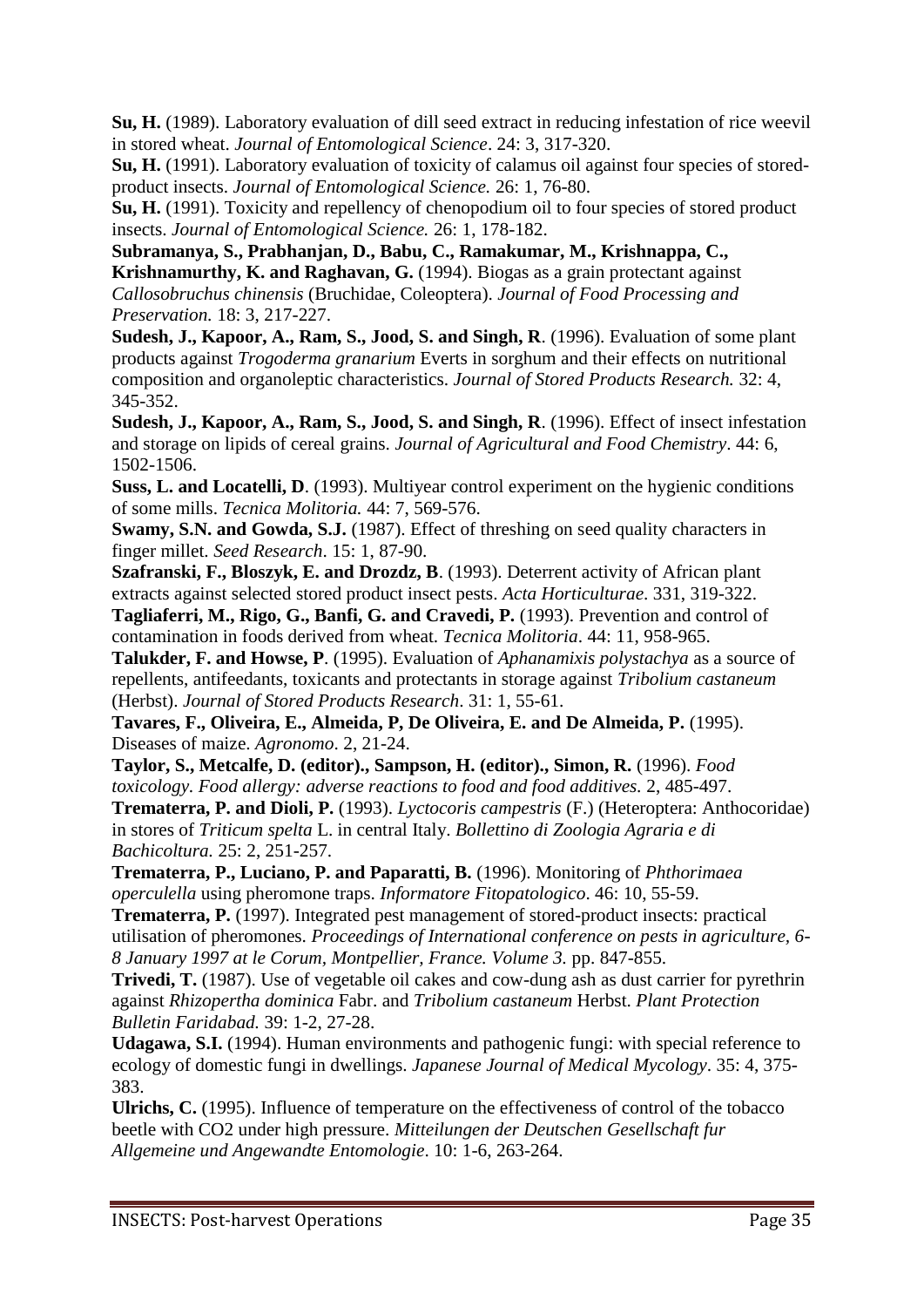**Su, H.** (1989). Laboratory evaluation of dill seed extract in reducing infestation of rice weevil in stored wheat. *Journal of Entomological Science*. 24: 3, 317-320.

**Su, H.** (1991). Laboratory evaluation of toxicity of calamus oil against four species of stored-product insects. *Journal of Entomological Science.* 26: 1, 76-80.

**Su, H.** (1991). Toxicity and repellency of chenopodium oil to four species of stored product insects. *Journal of Entomological Science.* 26: 1, 178-182.

**Subramanya, S., Prabhanjan, D., Babu, C., Ramakumar, M., Krishnappa, C., Krishnamurthy, K. and Raghavan, G.** (1994). Biogas as a grain protectant against *Callosobruchus chinensis* (Bruchidae, Coleoptera). *Journal of Food Processing and Preservation.* 18: 3, 217-227.

**Sudesh, J., Kapoor, A., Ram, S., Jood, S. and Singh, R**. (1996). Evaluation of some plant products against *Trogoderma granarium* Everts in sorghum and their effects on nutritional composition and organoleptic characteristics. *Journal of Stored Products Research.* 32: 4, 345-352.

**Sudesh, J., Kapoor, A., Ram, S., Jood, S. and Singh, R**. (1996). Effect of insect infestation and storage on lipids of cereal grains. *Journal of Agricultural and Food Chemistry*. 44: 6, 1502-1506.

**Suss, L. and Locatelli, D**. (1993). Multiyear control experiment on the hygienic conditions of some mills. *Tecnica Molitoria.* 44: 7, 569-576.

**Swamy, S.N. and Gowda, S.J.** (1987). Effect of threshing on seed quality characters in finger millet. *Seed Research*. 15: 1, 87-90.

**Szafranski, F., Bloszyk, E. and Drozdz, B**. (1993). Deterrent activity of African plant extracts against selected stored product insect pests. *Acta Horticulturae*. 331, 319-322.

**Tagliaferri, M., Rigo, G., Banfi, G. and Cravedi, P.** (1993). Prevention and control of contamination in foods derived from wheat. *Tecnica Molitoria*. 44: 11, 958-965.

**Talukder, F. and Howse, P**. (1995). Evaluation of *Aphanamixis polystachya* as a source of repellents, antifeedants, toxicants and protectants in storage against *Tribolium castaneum* (Herbst). *Journal of Stored Products Research*. 31: 1, 55-61.

**Tavares, F., Oliveira, E., Almeida, P, De Oliveira, E. and De Almeida, P.** (1995). Diseases of maize. *Agronomo*. 2, 21-24.

**Taylor, S., Metcalfe, D. (editor)., Sampson, H. (editor)., Simon, R.** (1996). *Food toxicology. Food allergy: adverse reactions to food and food additives.* 2, 485-497.

**Trematerra, P. and Dioli, P.** (1993). *Lyctocoris campestris* (F.) (Heteroptera: Anthocoridae) in stores of *Triticum spelta* L. in central Italy. *Bollettino di Zoologia Agraria e di Bachicoltura.* 25: 2, 251-257.

**Trematerra, P., Luciano, P. and Paparatti, B.** (1996). Monitoring of *Phthorimaea operculella* using pheromone traps. *Informatore Fitopatologico*. 46: 10, 55-59.

**Trematerra, P.** (1997). Integrated pest management of stored-product insects: practical utilisation of pheromones. *Proceedings of International conference on pests in agriculture, 6-8 January 1997 at le Corum, Montpellier, France. Volume 3.* pp. 847-855.

**Trivedi, T.** (1987). Use of vegetable oil cakes and cow-dung ash as dust carrier for pyrethrin against *Rhizopertha dominica* Fabr. and *Tribolium castaneum* Herbst. *Plant Protection Bulletin Faridabad.* 39: 1-2, 27-28.

**Udagawa, S.I.** (1994). Human environments and pathogenic fungi: with special reference to ecology of domestic fungi in dwellings. *Japanese Journal of Medical Mycology*. 35: 4, 375-383.

**Ulrichs, C.** (1995). Influence of temperature on the effectiveness of control of the tobacco beetle with CO2 under high pressure. *Mitteilungen der Deutschen Gesellschaft fur Allgemeine und Angewandte Entomologie*. 10: 1-6, 263-264.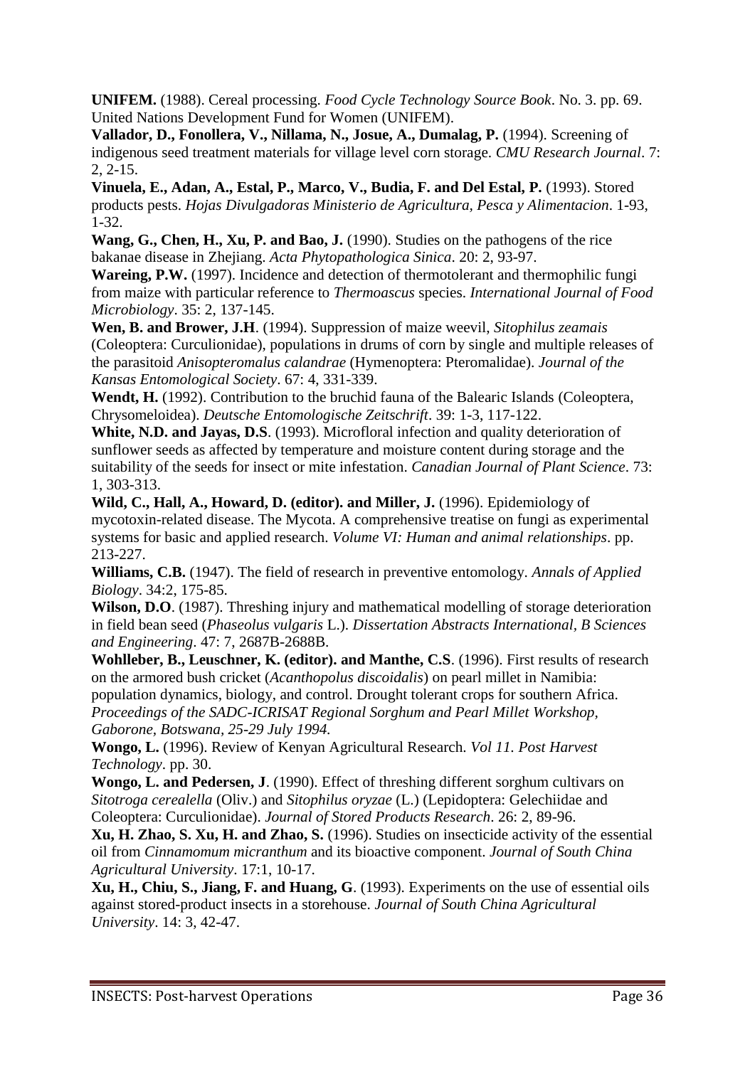**UNIFEM.** (1988). Cereal processing. *Food Cycle Technology Source Book*. No. 3. pp. 69. United Nations Development Fund for Women (UNIFEM).

**Vallador, D., Fonollera, V., Nillama, N., Josue, A., Dumalag, P.** (1994). Screening of indigenous seed treatment materials for village level corn storage. *CMU Research Journal*. 7: 2, 2-15.

**Vinuela, E., Adan, A., Estal, P., Marco, V., Budia, F. and Del Estal, P.** (1993). Stored products pests. *Hojas Divulgadoras Ministerio de Agricultura, Pesca y Alimentacion*. 1-93, 1-32.

**Wang, G., Chen, H., Xu, P. and Bao, J.** (1990). Studies on the pathogens of the rice bakanae disease in Zhejiang. *Acta Phytopathologica Sinica*. 20: 2, 93-97.

**Wareing, P.W.** (1997). Incidence and detection of thermotolerant and thermophilic fungi from maize with particular reference to *Thermoascus* species. *International Journal of Food Microbiology*. 35: 2, 137-145.

**Wen, B. and Brower, J.H**. (1994). Suppression of maize weevil, *Sitophilus zeamais* (Coleoptera: Curculionidae), populations in drums of corn by single and multiple releases of the parasitoid *Anisopteromalus calandrae* (Hymenoptera: Pteromalidae). *Journal of the Kansas Entomological Society*. 67: 4, 331-339.

**Wendt, H.** (1992). Contribution to the bruchid fauna of the Balearic Islands (Coleoptera, Chrysomeloidea). *Deutsche Entomologische Zeitschrift*. 39: 1-3, 117-122.

**White, N.D. and Jayas, D.S**. (1993). Microfloral infection and quality deterioration of sunflower seeds as affected by temperature and moisture content during storage and the suitability of the seeds for insect or mite infestation. *Canadian Journal of Plant Science*. 73: 1, 303-313.

**Wild, C., Hall, A., Howard, D. (editor). and Miller, J.** (1996). Epidemiology of mycotoxin-related disease. The Mycota. A comprehensive treatise on fungi as experimental systems for basic and applied research. *Volume VI: Human and animal relationships*. pp. 213-227.

**Williams, C.B.** (1947). The field of research in preventive entomology. *Annals of Applied Biology*. 34:2, 175-85.

**Wilson, D.O**. (1987). Threshing injury and mathematical modelling of storage deterioration in field bean seed (*Phaseolus vulgaris* L.). *Dissertation Abstracts International, B Sciences and Engineering*. 47: 7, 2687B-2688B.

**Wohlleber, B., Leuschner, K. (editor). and Manthe, C.S**. (1996). First results of research on the armored bush cricket (*Acanthopolus discoidalis*) on pearl millet in Namibia: population dynamics, biology, and control. Drought tolerant crops for southern Africa. *Proceedings of the SADC-ICRISAT Regional Sorghum and Pearl Millet Workshop, Gaborone, Botswana, 25-29 July 1994.*

**Wongo, L.** (1996). Review of Kenyan Agricultural Research. *Vol 11. Post Harvest Technology*. pp. 30.

**Wongo, L. and Pedersen, J**. (1990). Effect of threshing different sorghum cultivars on *Sitotroga cerealella* (Oliv.) and *Sitophilus oryzae* (L.) (Lepidoptera: Gelechiidae and Coleoptera: Curculionidae). *Journal of Stored Products Research*. 26: 2, 89-96.

**Xu, H. Zhao, S. Xu, H. and Zhao, S.** (1996). Studies on insecticide activity of the essential oil from *Cinnamomum micranthum* and its bioactive component. *Journal of South China Agricultural University*. 17:1, 10-17.

**Xu, H., Chiu, S., Jiang, F. and Huang, G**. (1993). Experiments on the use of essential oils against stored-product insects in a storehouse. *Journal of South China Agricultural University*. 14: 3, 42-47.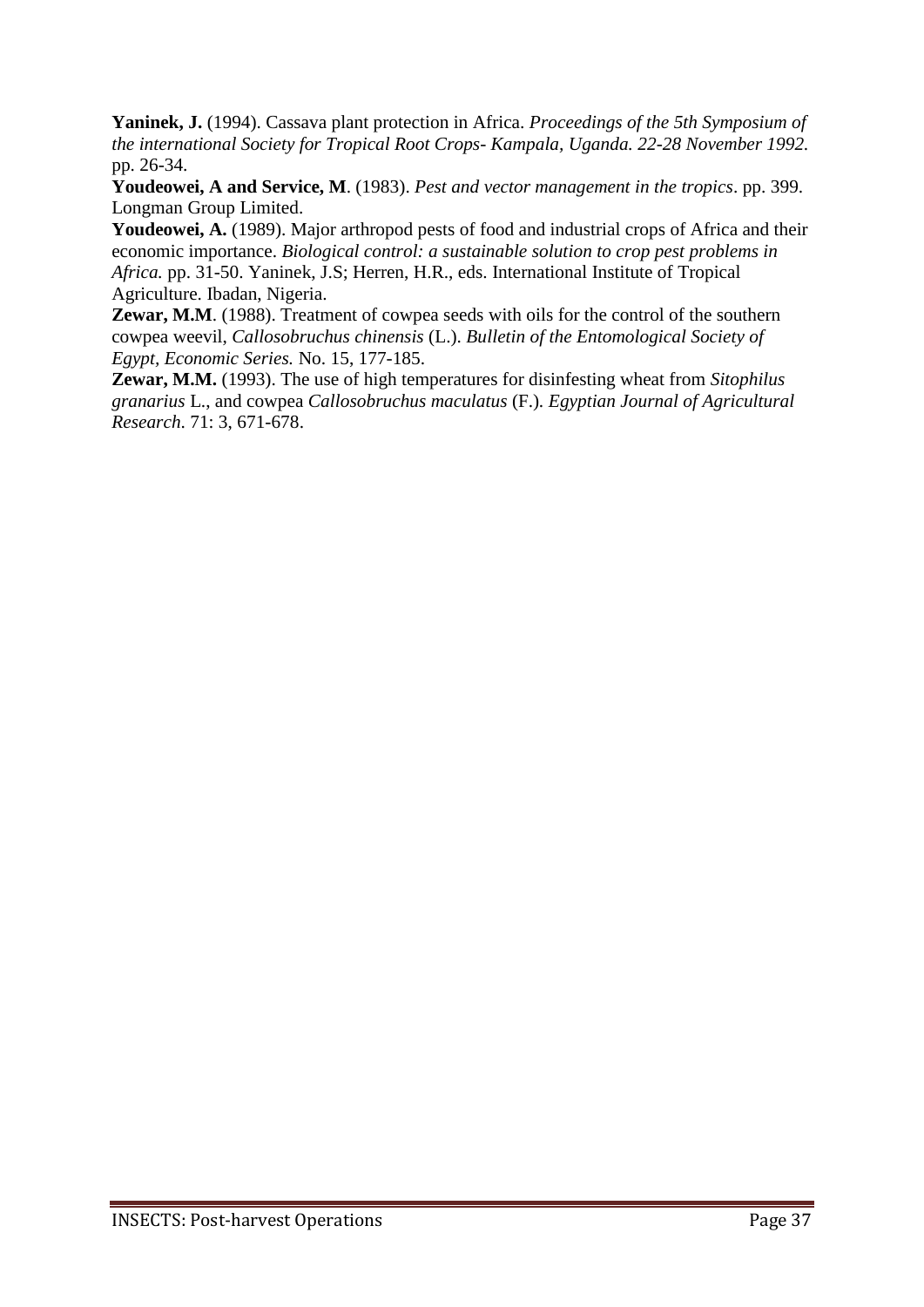**Yaninek, J.** (1994). Cassava plant protection in Africa. *Proceedings of the 5th Symposium of the international Society for Tropical Root Crops- Kampala, Uganda. 22-28 November 1992.* pp. 26-34.

**Youdeowei, A and Service, M**. (1983). *Pest and vector management in the tropics*. pp. 399. Longman Group Limited.

**Youdeowei, A.** (1989). Major arthropod pests of food and industrial crops of Africa and their economic importance. *Biological control: a sustainable solution to crop pest problems in Africa.* pp. 31-50. Yaninek, J.S; Herren, H.R., eds. International Institute of Tropical Agriculture. Ibadan, Nigeria.

**Zewar, M.M**. (1988). Treatment of cowpea seeds with oils for the control of the southern cowpea weevil, *Callosobruchus chinensis* (L.). *Bulletin of the Entomological Society of Egypt, Economic Series.* No. 15, 177-185.

**Zewar, M.M.** (1993). The use of high temperatures for disinfesting wheat from *Sitophilus granarius* L., and cowpea *Callosobruchus maculatus* (F.). *Egyptian Journal of Agricultural Research*. 71: 3, 671-678.